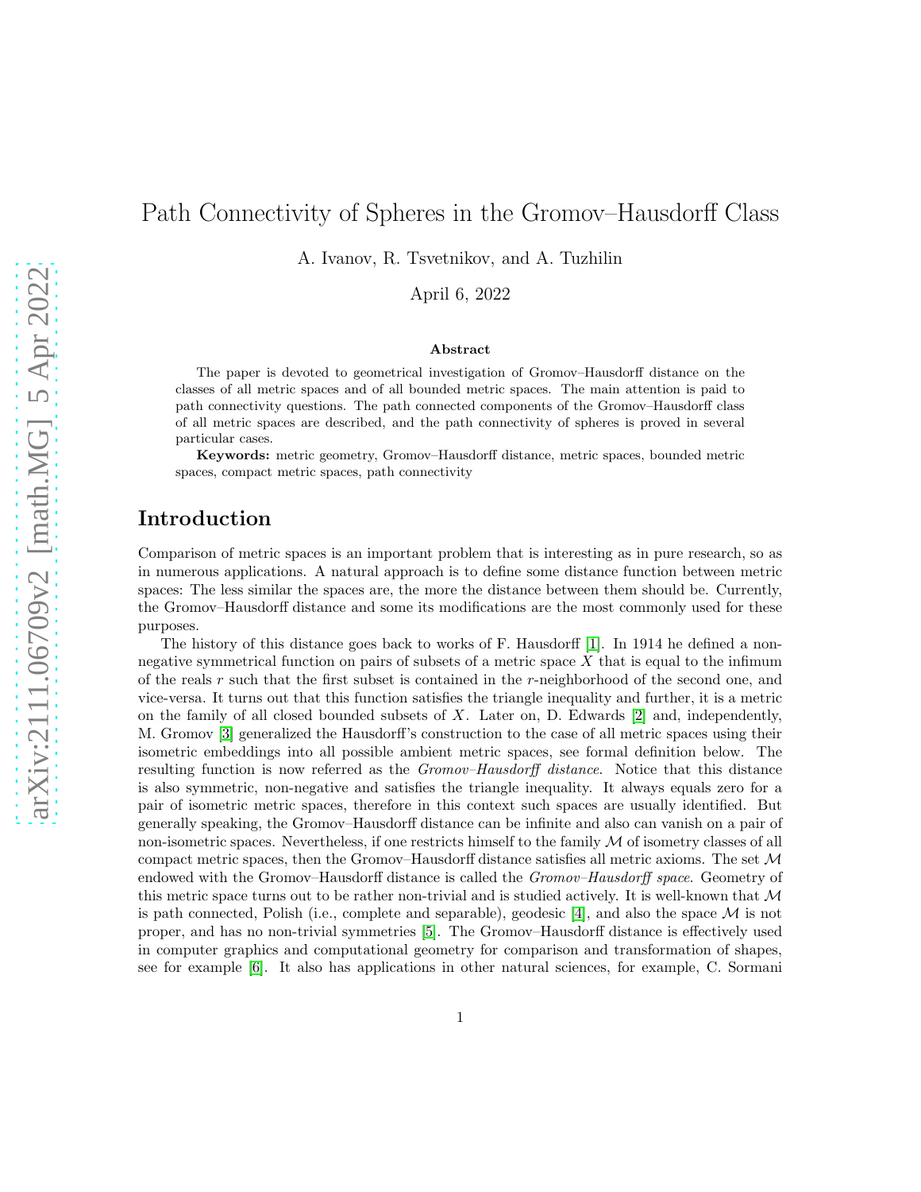# Path Connectivity of Spheres in the Gromov–Hausdorff Class

A. Ivanov, R. Tsvetnikov, and A. Tuzhilin

April 6, 2022

### Abstract

The paper is devoted to geometrical investigation of Gromov–Hausdorff distance on the classes of all metric spaces and of all bounded metric spaces. The main attention is paid to path connectivity questions. The path connected components of the Gromov–Hausdorff class of all metric spaces are described, and the path connectivity of spheres is proved in several particular cases.

**Keywords:** metric geometry, Gromov–Hausdorff distance, metric spaces, bounded metric spaces, compact metric spaces, path connectivity

## Introduction

Comparison of metric spaces is an important problem that is interesting as in pure research, so as in numerous applications. A natural approach is to define some distance function between metric spaces: The less similar the spaces are, the more the distance between them should be. Currently, the Gromov–Hausdorff distance and some its modifications are the most commonly used for these purposes.

The history of this distance goes back to works of F. Hausdorff [1]. In 1914 he defined a non-negative symmetrical function on pairs of subsets of a metric space $X$ that is equal to the infimum of the reals $r$ such that the first subset is contained in the $r$-neighborhood of the second one, and vice-versa. It turns out that this function satisfies the triangle inequality and further, it is a metric on the family of all closed bounded subsets of $X$. Later on, D. Edwards [2] and, independently, M. Gromov [3] generalized the Hausdorff's construction to the case of all metric spaces using their isometric embeddings into all possible ambient metric spaces, see formal definition below. The resulting function is now referred as the *Gromov–Hausdorff distance*. Notice that this distance is also symmetric, non-negative and satisfies the triangle inequality. It always equals zero for a pair of isometric metric spaces, therefore in this context such spaces are usually identified. But generally speaking, the Gromov–Hausdorff distance can be infinite and also can vanish on a pair of non-isometric spaces. Nevertheless, if one restricts himself to the family $\mathcal{M}$ of isometry classes of all compact metric spaces, then the Gromov–Hausdorff distance satisfies all metric axioms. The set $\mathcal{M}$ endowed with the Gromov–Hausdorff distance is called the *Gromov–Hausdorff space*. Geometry of this metric space turns out to be rather non-trivial and is studied actively. It is well-known that $\mathcal{M}$ is path connected, Polish (i.e., complete and separable), geodesic [4], and also the space $\mathcal{M}$ is not proper, and has no non-trivial symmetries [5]. The Gromov–Hausdorff distance is effectively used in computer graphics and computational geometry for comparison and transformation of shapes, see for example [6]. It also has applications in other natural sciences, for example, C. Sormani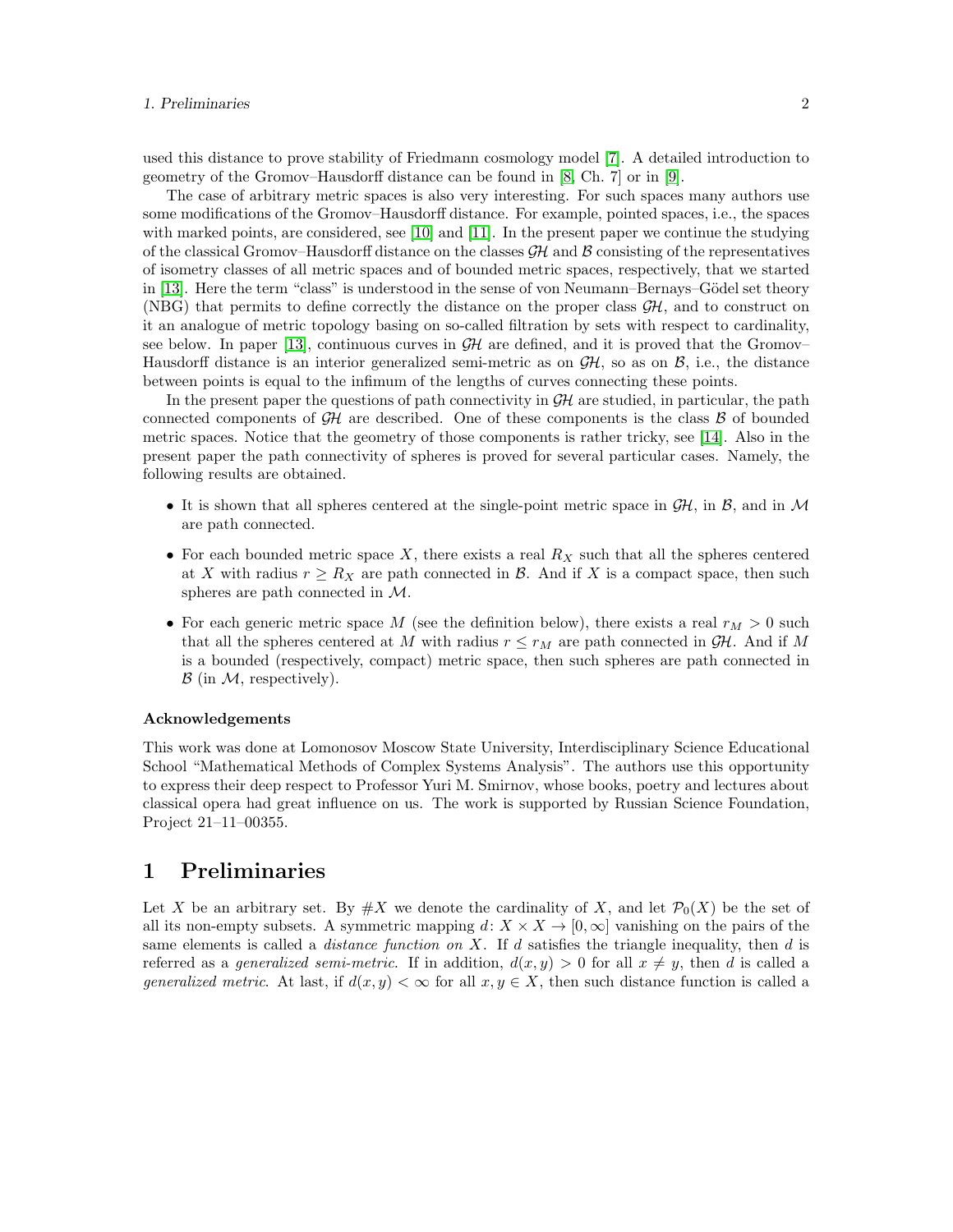used this distance to prove stability of Friedmann cosmology model [7]. A detailed introduction to geometry of the Gromov–Hausdorff distance can be found in [8, Ch. 7] or in [9].

The case of arbitrary metric spaces is also very interesting. For such spaces many authors use some modifications of the Gromov–Hausdorff distance. For example, pointed spaces, i.e., the spaces with marked points, are considered, see [10] and [11]. In the present paper we continue the studying of the classical Gromov–Hausdorff distance on the classes $\mathcal{GH}$ and $\mathcal{B}$ consisting of the representatives of isometry classes of all metric spaces and of bounded metric spaces, respectively, that we started in [13]. Here the term "class" is understood in the sense of von Neumann–Bernays–Gödel set theory (NBG) that permits to define correctly the distance on the proper class $\mathcal{GH}$, and to construct on it an analogue of metric topology basing on so-called filtration by sets with respect to cardinality, see below. In paper [13], continuous curves in $\mathcal{GH}$ are defined, and it is proved that the Gromov–Hausdorff distance is an interior generalized semi-metric as on $\mathcal{GH}$, so as on $\mathcal{B}$, i.e., the distance between points is equal to the infimum of the lengths of curves connecting these points.

In the present paper the questions of path connectivity in $\mathcal{GH}$ are studied, in particular, the path connected components of $\mathcal{GH}$ are described. One of these components is the class $\mathcal{B}$ of bounded metric spaces. Notice that the geometry of those components is rather tricky, see [14]. Also in the present paper the path connectivity of spheres is proved for several particular cases. Namely, the following results are obtained.

- It is shown that all spheres centered at the single-point metric space in $\mathcal{GH}$, in $\mathcal{B}$, and in $\mathcal{M}$ are path connected.
- For each bounded metric space $X$, there exists a real $R_X$ such that all the spheres centered at $X$ with radius $r \geq R_X$ are path connected in $\mathcal{B}$. And if $X$ is a compact space, then such spheres are path connected in $\mathcal{M}$.
- For each generic metric space $M$ (see the definition below), there exists a real $r_M > 0$ such that all the spheres centered at $M$ with radius $r \leq r_M$ are path connected in $\mathcal{GH}$. And if $M$ is a bounded (respectively, compact) metric space, then such spheres are path connected in $\mathcal{B}$ (in $\mathcal{M}$, respectively).

#### Acknowledgements

This work was done at Lomonosov Moscow State University, Interdisciplinary Science Educational School "Mathematical Methods of Complex Systems Analysis". The authors use this opportunity to express their deep respect to Professor Yuri M. Smirnov, whose books, poetry and lectures about classical opera had great influence on us. The work is supported by Russian Science Foundation, Project 21–11–00355.

## 1 Preliminaries

Let $X$ be an arbitrary set. By $\#X$ we denote the cardinality of $X$, and let $\mathcal{P}_0(X)$ be the set of all its non-empty subsets. A symmetric mapping $d\colon X \times X \to [0, \infty]$ vanishing on the pairs of the same elements is called a *distance function on* $X$. If $d$ satisfies the triangle inequality, then $d$ is referred as a *generalized semi-metric*. If in addition, $d(x, y) > 0$ for all $x \neq y$, then $d$ is called a *generalized metric*. At last, if $d(x, y) < \infty$ for all $x, y \in X$, then such distance function is called a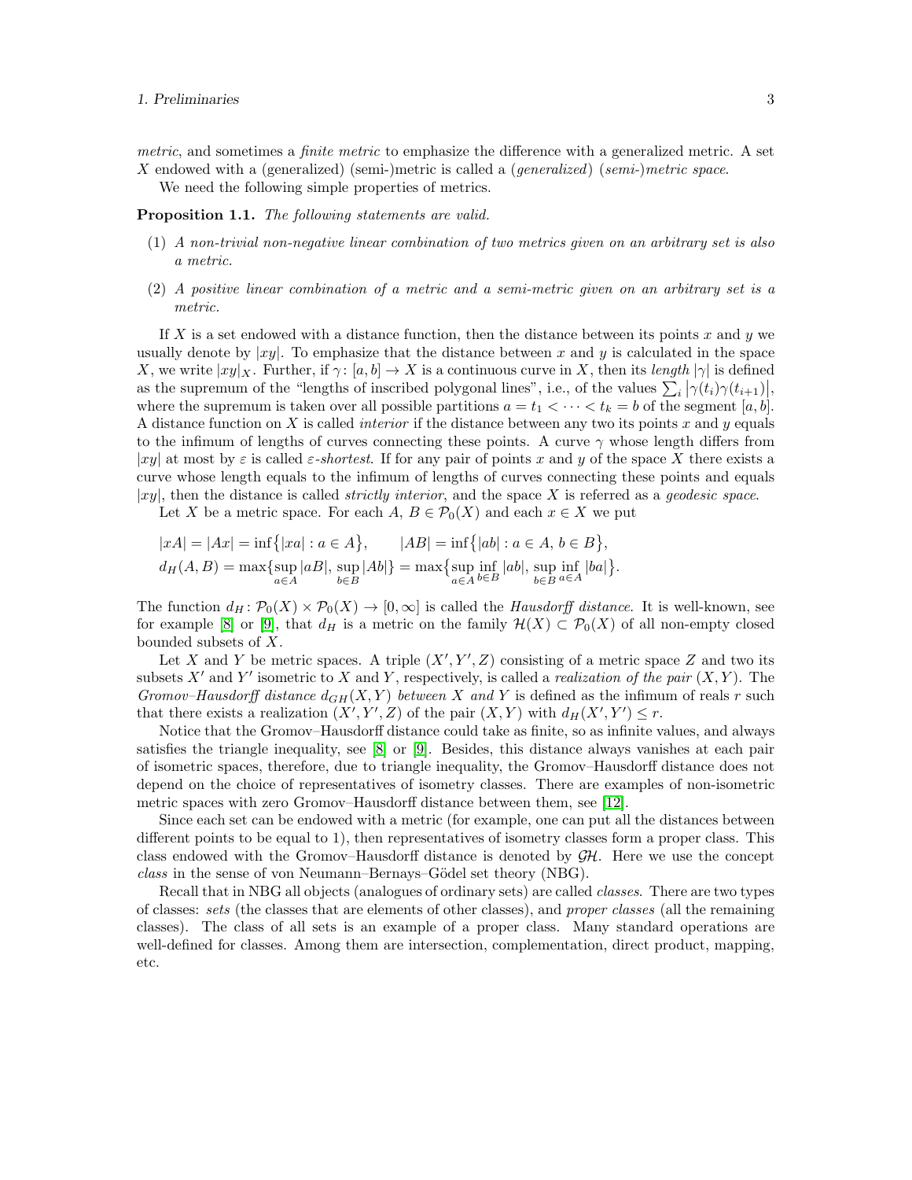*metric*, and sometimes a *finite metric* to emphasize the difference with a generalized metric. A set $X$ endowed with a (generalized) (semi-)metric is called a (*generalized*) (*semi-*)*metric space*.

We need the following simple properties of metrics.

**Proposition 1.1.** *The following statements are valid.*

1. *A non-trivial non-negative linear combination of two metrics given on an arbitrary set is also a metric.*
2. *A positive linear combination of a metric and a semi-metric given on an arbitrary set is a metric.*

If $X$ is a set endowed with a distance function, then the distance between its points $x$ and $y$ we usually denote by $|xy|$. To emphasize that the distance between $x$ and $y$ is calculated in the space $X$, we write $|xy|_X$. Further, if $\gamma\colon [a,b]\to X$ is a continuous curve in $X$, then its *length* $|\gamma|$ is defined as the supremum of the "lengths of inscribed polygonal lines", i.e., of the values $\sum_i \bigl|\gamma(t_i)\gamma(t_{i+1})\bigr|$, where the supremum is taken over all possible partitions $a=t_1<\cdots<t_k=b$ of the segment $[a,b]$. A distance function on $X$ is called *interior* if the distance between any two its points $x$ and $y$ equals to the infimum of lengths of curves connecting these points. A curve $\gamma$ whose length differs from $|xy|$ at most by $\varepsilon$ is called *$\varepsilon$-shortest*. If for any pair of points $x$ and $y$ of the space $X$ there exists a curve whose length equals to the infimum of lengths of curves connecting these points and equals $|xy|$, then the distance is called *strictly interior*, and the space $X$ is referred as a *geodesic space*.

Let $X$ be a metric space. For each $A,\,B\in\mathcal{P}_0(X)$ and each $x\in X$ we put

$$
\begin{aligned}
&|xA|=|Ax|=\inf\bigl\{|xa|:a\in A\bigr\},\qquad |AB|=\inf\bigl\{|ab|:a\in A,\,b\in B\bigr\},\\
&d_H(A,B)=\max\{\sup_{a\in A}|aB|,\,\sup_{b\in B}|Ab|\}=\max\bigl\{\sup_{a\in A}\inf_{b\in B}|ab|,\,\sup_{b\in B}\inf_{a\in A}|ba|\bigr\}.
\end{aligned}
$$

The function $d_H\colon\mathcal{P}_0(X)\times\mathcal{P}_0(X)\to[0,\infty]$ is called the *Hausdorff distance*. It is well-known, see for example [8] or [9], that $d_H$ is a metric on the family $\mathcal{H}(X)\subset\mathcal{P}_0(X)$ of all non-empty closed bounded subsets of $X$.

Let $X$ and $Y$ be metric spaces. A triple $(X',Y',Z)$ consisting of a metric space $Z$ and two its subsets $X'$ and $Y'$ isometric to $X$ and $Y$, respectively, is called a *realization of the pair* $(X,Y)$. The *Gromov–Hausdorff distance $d_{GH}(X,Y)$ between $X$ and $Y$* is defined as the infimum of reals $r$ such that there exists a realization $(X',Y',Z)$ of the pair $(X,Y)$ with $d_H(X',Y')\le r$.

Notice that the Gromov–Hausdorff distance could take as finite, so as infinite values, and always satisfies the triangle inequality, see [8] or [9]. Besides, this distance always vanishes at each pair of isometric spaces, therefore, due to triangle inequality, the Gromov–Hausdorff distance does not depend on the choice of representatives of isometry classes. There are examples of non-isometric metric spaces with zero Gromov–Hausdorff distance between them, see [12].

Since each set can be endowed with a metric (for example, one can put all the distances between different points to be equal to 1), then representatives of isometry classes form a proper class. This class endowed with the Gromov–Hausdorff distance is denoted by $\mathcal{GH}$. Here we use the concept *class* in the sense of von Neumann–Bernays–Gödel set theory (NBG).

Recall that in NBG all objects (analogues of ordinary sets) are called *classes*. There are two types of classes: *sets* (the classes that are elements of other classes), and *proper classes* (all the remaining classes). The class of all sets is an example of a proper class. Many standard operations are well-defined for classes. Among them are intersection, complementation, direct product, mapping, etc.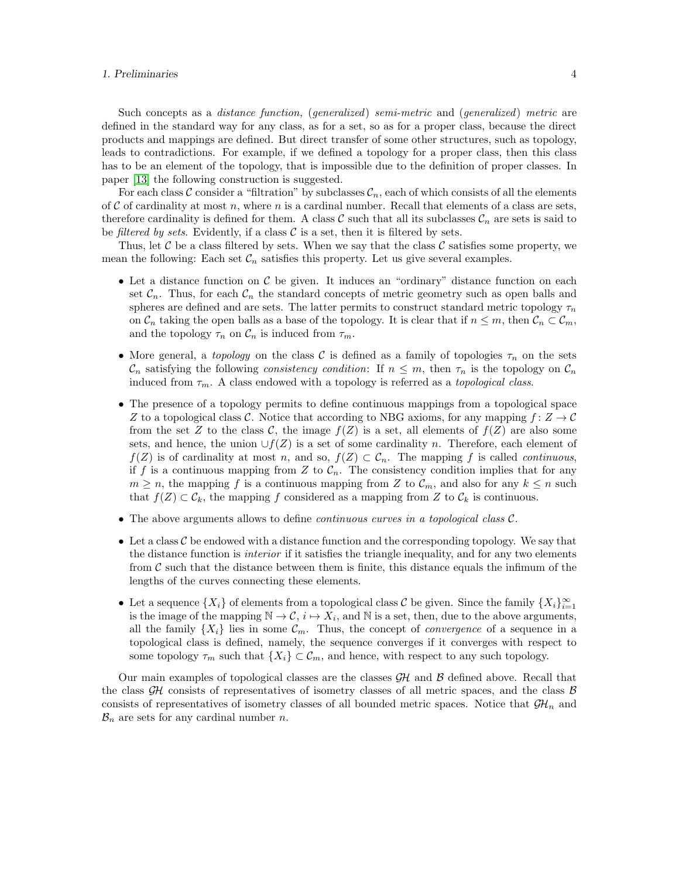Such concepts as a *distance function*, (*generalized*) *semi-metric* and (*generalized*) *metric* are defined in the standard way for any class, as for a set, so as for a proper class, because the direct products and mappings are defined. But direct transfer of some other structures, such as topology, leads to contradictions. For example, if we defined a topology for a proper class, then this class has to be an element of the topology, that is impossible due to the definition of proper classes. In paper [13] the following construction is suggested.

For each class $\mathcal{C}$ consider a "filtration" by subclasses $\mathcal{C}_n$, each of which consists of all the elements of $\mathcal{C}$ of cardinality at most $n$, where $n$ is a cardinal number. Recall that elements of a class are sets, therefore cardinality is defined for them. A class $\mathcal{C}$ such that all its subclasses $\mathcal{C}_n$ are sets is said to be *filtered by sets*. Evidently, if a class $\mathcal{C}$ is a set, then it is filtered by sets.

Thus, let $\mathcal{C}$ be a class filtered by sets. When we say that the class $\mathcal{C}$ satisfies some property, we mean the following: Each set $\mathcal{C}_n$ satisfies this property. Let us give several examples.

- Let a distance function on $\mathcal{C}$ be given. It induces an "ordinary" distance function on each set $\mathcal{C}_n$. Thus, for each $\mathcal{C}_n$ the standard concepts of metric geometry such as open balls and spheres are defined and are sets. The latter permits to construct standard metric topology $\tau_n$ on $\mathcal{C}_n$ taking the open balls as a base of the topology. It is clear that if $n \le m$, then $\mathcal{C}_n \subset \mathcal{C}_m$, and the topology $\tau_n$ on $\mathcal{C}_n$ is induced from $\tau_m$.
- More general, a *topology* on the class $\mathcal{C}$ is defined as a family of topologies $\tau_n$ on the sets $\mathcal{C}_n$ satisfying the following *consistency condition*: If $n \le m$, then $\tau_n$ is the topology on $\mathcal{C}_n$ induced from $\tau_m$. A class endowed with a topology is referred as a *topological class*.
- The presence of a topology permits to define continuous mappings from a topological space $Z$ to a topological class $\mathcal{C}$. Notice that according to NBG axioms, for any mapping $f\colon Z \to \mathcal{C}$ from the set $Z$ to the class $\mathcal{C}$, the image $f(Z)$ is a set, all elements of $f(Z)$ are also some sets, and hence, the union $\cup f(Z)$ is a set of some cardinality $n$. Therefore, each element of $f(Z)$ is of cardinality at most $n$, and so, $f(Z) \subset \mathcal{C}_n$. The mapping $f$ is called *continuous*, if $f$ is a continuous mapping from $Z$ to $\mathcal{C}_n$. The consistency condition implies that for any $m \ge n$, the mapping $f$ is a continuous mapping from $Z$ to $\mathcal{C}_m$, and also for any $k \le n$ such that $f(Z) \subset \mathcal{C}_k$, the mapping $f$ considered as a mapping from $Z$ to $\mathcal{C}_k$ is continuous.
- The above arguments allows to define *continuous curves in a topological class* $\mathcal{C}$.
- Let a class $\mathcal{C}$ be endowed with a distance function and the corresponding topology. We say that the distance function is *interior* if it satisfies the triangle inequality, and for any two elements from $\mathcal{C}$ such that the distance between them is finite, this distance equals the infimum of the lengths of the curves connecting these elements.
- Let a sequence $\{X_i\}$ of elements from a topological class $\mathcal{C}$ be given. Since the family $\{X_i\}_{i=1}^{\infty}$ is the image of the mapping $\mathbb{N} \to \mathcal{C}$, $i \mapsto X_i$, and $\mathbb{N}$ is a set, then, due to the above arguments, all the family $\{X_i\}$ lies in some $\mathcal{C}_m$. Thus, the concept of *convergence* of a sequence in a topological class is defined, namely, the sequence converges if it converges with respect to some topology $\tau_m$ such that $\{X_i\} \subset \mathcal{C}_m$, and hence, with respect to any such topology.

Our main examples of topological classes are the classes $\mathcal{GH}$ and $\mathcal{B}$ defined above. Recall that the class $\mathcal{GH}$ consists of representatives of isometry classes of all metric spaces, and the class $\mathcal{B}$ consists of representatives of isometry classes of all bounded metric spaces. Notice that $\mathcal{GH}_n$ and $\mathcal{B}_n$ are sets for any cardinal number $n$.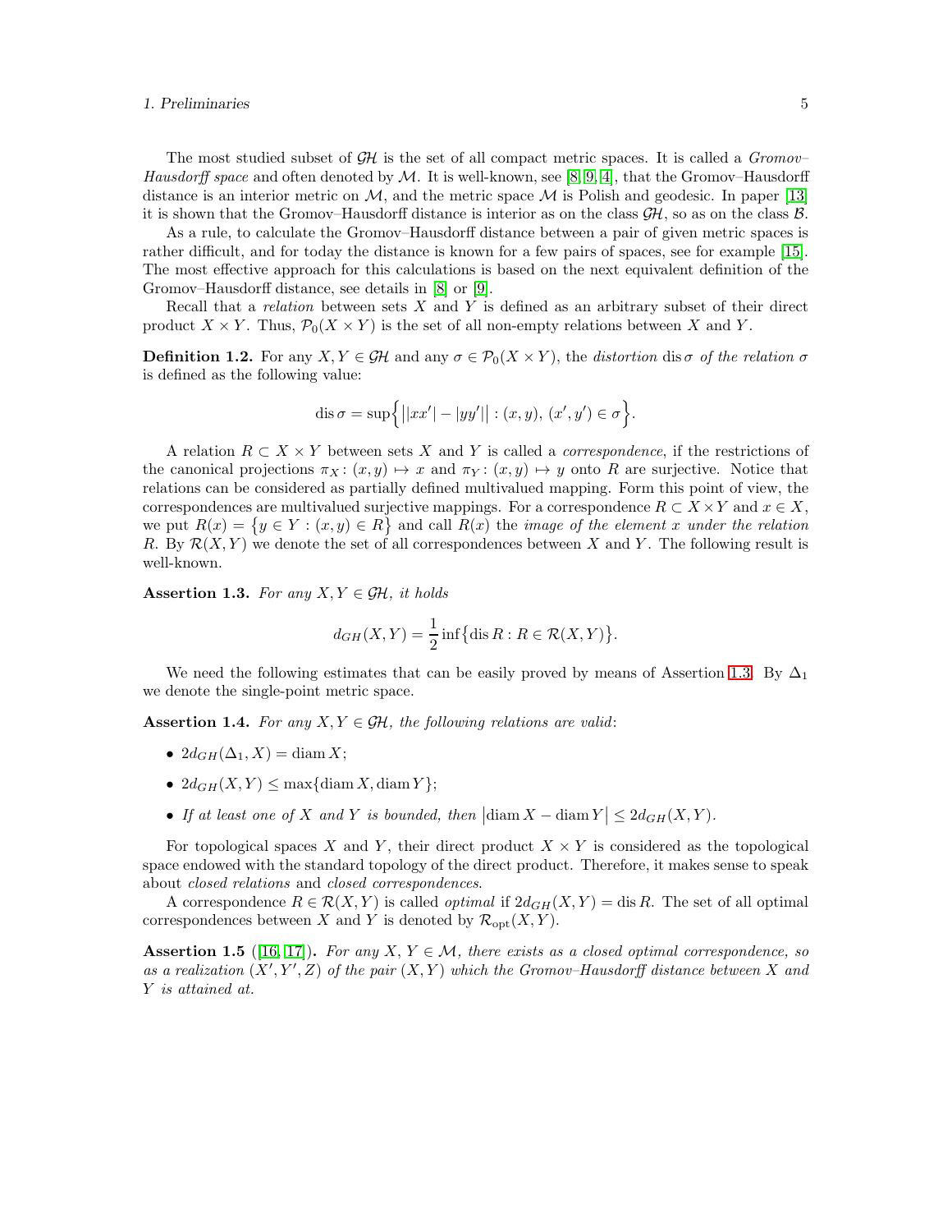The most studied subset of $\mathcal{GH}$ is the set of all compact metric spaces. It is called a *Gromov–Hausdorff space* and often denoted by $\mathcal{M}$. It is well-known, see [8, 9, 4], that the Gromov–Hausdorff distance is an interior metric on $\mathcal{M}$, and the metric space $\mathcal{M}$ is Polish and geodesic. In paper [13] it is shown that the Gromov–Hausdorff distance is interior as on the class $\mathcal{GH}$, so as on the class $\mathcal{B}$.

As a rule, to calculate the Gromov–Hausdorff distance between a pair of given metric spaces is rather difficult, and for today the distance is known for a few pairs of spaces, see for example [15]. The most effective approach for this calculations is based on the next equivalent definition of the Gromov–Hausdorff distance, see details in [8] or [9].

Recall that a *relation* between sets $X$ and $Y$ is defined as an arbitrary subset of their direct product $X\times Y$. Thus, $\mathcal{P}_0(X\times Y)$ is the set of all non-empty relations between $X$ and $Y$.

**Definition 1.2.** For any $X,Y\in\mathcal{GH}$ and any $\sigma\in\mathcal{P}_0(X\times Y)$, the *distortion* $\operatorname{dis}\sigma$ *of the relation* $\sigma$ is defined as the following value:

$$\operatorname{dis}\sigma=\sup\Big\{\big||xx'|-|yy'|\big|:(x,y),\,(x',y')\in\sigma\Big\}.$$

A relation $R\subset X\times Y$ between sets $X$ and $Y$ is called a *correspondence*, if the restrictions of the canonical projections $\pi_X\colon(x,y)\mapsto x$ and $\pi_Y\colon(x,y)\mapsto y$ onto $R$ are surjective. Notice that relations can be considered as partially defined multivalued mapping. Form this point of view, the correspondences are multivalued surjective mappings. For a correspondence $R\subset X\times Y$ and $x\in X$, we put $R(x)=\big\{y\in Y:(x,y)\in R\big\}$ and call $R(x)$ the *image of the element $x$ under the relation* $R$. By $\mathcal{R}(X,Y)$ we denote the set of all correspondences between $X$ and $Y$. The following result is well-known.

**Assertion 1.3.** *For any $X,Y\in\mathcal{GH}$, it holds*

$$d_{GH}(X,Y)=\frac12\inf\big\{\operatorname{dis}R:R\in\mathcal{R}(X,Y)\big\}.$$

We need the following estimates that can be easily proved by means of Assertion 1.3. By $\Delta_1$ we denote the single-point metric space.

**Assertion 1.4.** *For any $X,Y\in\mathcal{GH}$, the following relations are valid*:

- $2d_{GH}(\Delta_1,X)=\operatorname{diam}X$;
- $2d_{GH}(X,Y)\le\max\{\operatorname{diam}X,\operatorname{diam}Y\}$;
- *If at least one of $X$ and $Y$ is bounded, then* $\big|\operatorname{diam}X-\operatorname{diam}Y\big|\le 2d_{GH}(X,Y)$.

For topological spaces $X$ and $Y$, their direct product $X\times Y$ is considered as the topological space endowed with the standard topology of the direct product. Therefore, it makes sense to speak about *closed relations* and *closed correspondences*.

A correspondence $R\in\mathcal{R}(X,Y)$ is called *optimal* if $2d_{GH}(X,Y)=\operatorname{dis}R$. The set of all optimal correspondences between $X$ and $Y$ is denoted by $\mathcal{R}_{\rm opt}(X,Y)$.

**Assertion 1.5** ([16, 17])**.** *For any $X,Y\in\mathcal{M}$, there exists as a closed optimal correspondence, so as a realization $(X',Y',Z)$ of the pair $(X,Y)$ which the Gromov–Hausdorff distance between $X$ and $Y$ is attained at.*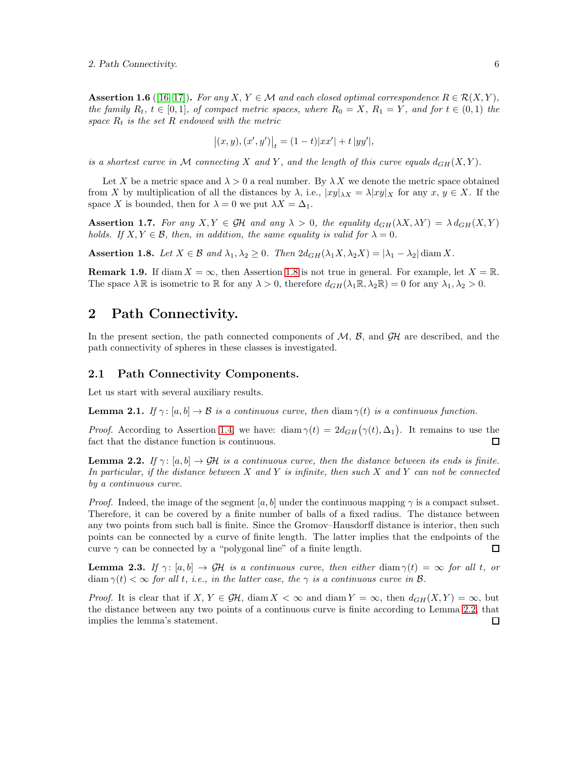**Assertion 1.6** ([16, 17]). *For any $X, Y \in \mathcal{M}$ and each closed optimal correspondence $R \in \mathcal{R}(X,Y)$, the family $R_t$, $t \in [0,1]$, of compact metric spaces, where $R_0 = X$, $R_1 = Y$, and for $t \in (0,1)$ the space $R_t$ is the set $R$ endowed with the metric*

$$\big|(x,y),(x',y')\big|_t = (1-t)|xx'| + t\,|yy'|,$$

*is a shortest curve in $\mathcal{M}$ connecting $X$ and $Y$, and the length of this curve equals $d_{GH}(X,Y)$.*

Let $X$ be a metric space and $\lambda > 0$ a real number. By $\lambda X$ we denote the metric space obtained from $X$ by multiplication of all the distances by $\lambda$, i.e., $|xy|_{\lambda X} = \lambda |xy|_X$ for any $x, y \in X$. If the space $X$ is bounded, then for $\lambda = 0$ we put $\lambda X = \Delta_1$.

**Assertion 1.7.** *For any $X, Y \in \mathcal{GH}$ and any $\lambda > 0$, the equality $d_{GH}(\lambda X, \lambda Y) = \lambda\, d_{GH}(X,Y)$ holds. If $X, Y \in \mathcal{B}$, then, in addition, the same equality is valid for $\lambda = 0$.*

**Assertion 1.8.** *Let $X \in \mathcal{B}$ and $\lambda_1, \lambda_2 \geq 0$. Then $2d_{GH}(\lambda_1 X, \lambda_2 X) = |\lambda_1 - \lambda_2| \operatorname{diam} X$.*

**Remark 1.9.** If $\operatorname{diam} X = \infty$, then Assertion 1.8 is not true in general. For example, let $X = \mathbb{R}$. The space $\lambda\,\mathbb{R}$ is isometric to $\mathbb{R}$ for any $\lambda > 0$, therefore $d_{GH}(\lambda_1 \mathbb{R}, \lambda_2 \mathbb{R}) = 0$ for any $\lambda_1, \lambda_2 > 0$.

## 2 Path Connectivity.

In the present section, the path connected components of $\mathcal{M}$, $\mathcal{B}$, and $\mathcal{GH}$ are described, and the path connectivity of spheres in these classes is investigated.

### 2.1 Path Connectivity Components.

Let us start with several auxiliary results.

**Lemma 2.1.** *If $\gamma\colon [a,b] \to \mathcal{B}$ is a continuous curve, then $\operatorname{diam} \gamma(t)$ is a continuous function.*

*Proof.* According to Assertion 1.4, we have: $\operatorname{diam} \gamma(t) = 2d_{GH}\big(\gamma(t), \Delta_1\big)$. It remains to use the fact that the distance function is continuous. $\square$

**Lemma 2.2.** *If $\gamma\colon [a,b] \to \mathcal{GH}$ is a continuous curve, then the distance between its ends is finite. In particular, if the distance between $X$ and $Y$ is infinite, then such $X$ and $Y$ can not be connected by a continuous curve.*

*Proof.* Indeed, the image of the segment $[a,b]$ under the continuous mapping $\gamma$ is a compact subset. Therefore, it can be covered by a finite number of balls of a fixed radius. The distance between any two points from such ball is finite. Since the Gromov–Hausdorff distance is interior, then such points can be connected by a curve of finite length. The latter implies that the endpoints of the curve $\gamma$ can be connected by a "polygonal line" of a finite length. $\square$

**Lemma 2.3.** *If $\gamma\colon [a,b] \to \mathcal{GH}$ is a continuous curve, then either $\operatorname{diam} \gamma(t) = \infty$ for all $t$, or $\operatorname{diam} \gamma(t) < \infty$ for all $t$, i.e., in the latter case, the $\gamma$ is a continuous curve in $\mathcal{B}$.*

*Proof.* It is clear that if $X, Y \in \mathcal{GH}$, $\operatorname{diam} X < \infty$ and $\operatorname{diam} Y = \infty$, then $d_{GH}(X,Y) = \infty$, but the distance between any two points of a continuous curve is finite according to Lemma 2.2, that implies the lemma's statement. $\square$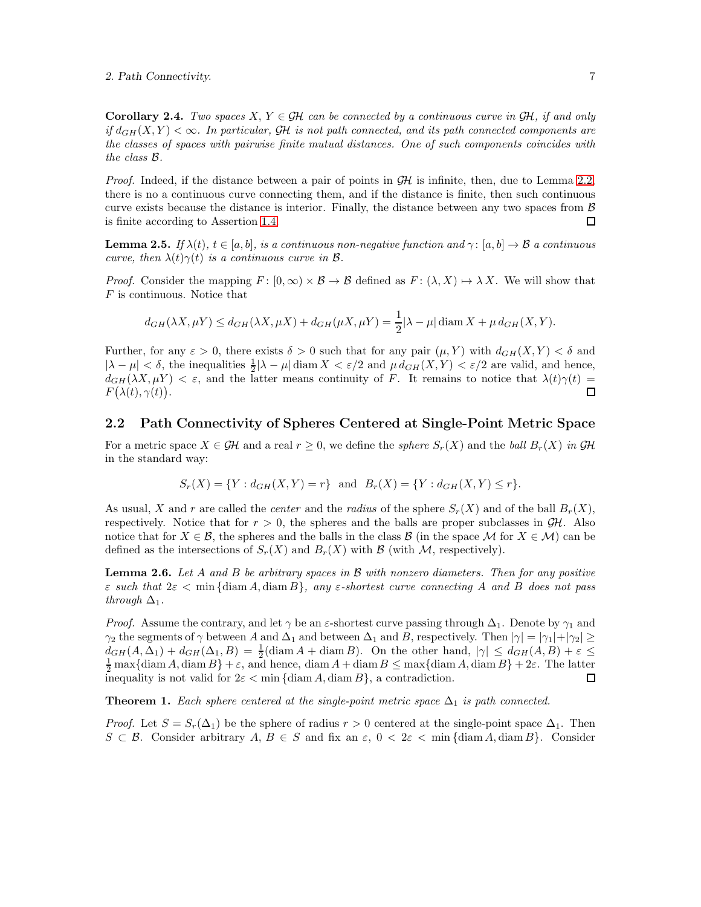**Corollary 2.4.** *Two spaces $X$, $Y \in \mathcal{GH}$ can be connected by a continuous curve in $\mathcal{GH}$, if and only if $d_{GH}(X,Y) < \infty$. In particular, $\mathcal{GH}$ is not path connected, and its path connected components are the classes of spaces with pairwise finite mutual distances. One of such components coincides with the class $\mathcal{B}$.*

*Proof.* Indeed, if the distance between a pair of points in $\mathcal{GH}$ is infinite, then, due to Lemma 2.2, there is no a continuous curve connecting them, and if the distance is finite, then such continuous curve exists because the distance is interior. Finally, the distance between any two spaces from $\mathcal{B}$ is finite according to Assertion 1.4. $\square$

**Lemma 2.5.** *If $\lambda(t)$, $t \in [a,b]$, is a continuous non-negative function and $\gamma\colon [a,b] \to \mathcal{B}$ a continuous curve, then $\lambda(t)\gamma(t)$ is a continuous curve in $\mathcal{B}$.*

*Proof.* Consider the mapping $F\colon [0,\infty) \times \mathcal{B} \to \mathcal{B}$ defined as $F\colon (\lambda, X) \mapsto \lambda\, X$. We will show that $F$ is continuous. Notice that

$$d_{GH}(\lambda X, \mu Y) \le d_{GH}(\lambda X, \mu X) + d_{GH}(\mu X, \mu Y) = \frac{1}{2}|\lambda - \mu| \operatorname{diam} X + \mu\, d_{GH}(X,Y).$$

Further, for any $\varepsilon > 0$, there exists $\delta > 0$ such that for any pair $(\mu, Y)$ with $d_{GH}(X,Y) < \delta$ and $|\lambda - \mu| < \delta$, the inequalities $\frac{1}{2}|\lambda - \mu| \operatorname{diam} X < \varepsilon/2$ and $\mu\, d_{GH}(X,Y) < \varepsilon/2$ are valid, and hence, $d_{GH}(\lambda X, \mu Y) < \varepsilon$, and the latter means continuity of $F$. It remains to notice that $\lambda(t)\gamma(t) = F\big(\lambda(t), \gamma(t)\big)$. $\square$

## 2.2 Path Connectivity of Spheres Centered at Single-Point Metric Space

For a metric space $X \in \mathcal{GH}$ and a real $r \ge 0$, we define the *sphere* $S_r(X)$ and the *ball* $B_r(X)$ *in* $\mathcal{GH}$ in the standard way:

$$S_r(X) = \{Y : d_{GH}(X,Y) = r\} \quad\text{and}\quad B_r(X) = \{Y : d_{GH}(X,Y) \le r\}.$$

As usual, $X$ and $r$ are called the *center* and the *radius* of the sphere $S_r(X)$ and of the ball $B_r(X)$, respectively. Notice that for $r > 0$, the spheres and the balls are proper subclasses in $\mathcal{GH}$. Also notice that for $X \in \mathcal{B}$, the spheres and the balls in the class $\mathcal{B}$ (in the space $\mathcal{M}$ for $X \in \mathcal{M}$) can be defined as the intersections of $S_r(X)$ and $B_r(X)$ with $\mathcal{B}$ (with $\mathcal{M}$, respectively).

**Lemma 2.6.** *Let $A$ and $B$ be arbitrary spaces in $\mathcal{B}$ with nonzero diameters. Then for any positive $\varepsilon$ such that $2\varepsilon < \min\{\operatorname{diam} A, \operatorname{diam} B\}$, any $\varepsilon$-shortest curve connecting $A$ and $B$ does not pass through $\Delta_1$.*

*Proof.* Assume the contrary, and let $\gamma$ be an $\varepsilon$-shortest curve passing through $\Delta_1$. Denote by $\gamma_1$ and $\gamma_2$ the segments of $\gamma$ between $A$ and $\Delta_1$ and between $\Delta_1$ and $B$, respectively. Then $|\gamma| = |\gamma_1| + |\gamma_2| \ge d_{GH}(A, \Delta_1) + d_{GH}(\Delta_1, B) = \frac{1}{2}(\operatorname{diam} A + \operatorname{diam} B)$. On the other hand, $|\gamma| \le d_{GH}(A,B) + \varepsilon \le \frac{1}{2}\max\{\operatorname{diam} A, \operatorname{diam} B\} + \varepsilon$, and hence, $\operatorname{diam} A + \operatorname{diam} B \le \max\{\operatorname{diam} A, \operatorname{diam} B\} + 2\varepsilon$. The latter inequality is not valid for $2\varepsilon < \min\{\operatorname{diam} A, \operatorname{diam} B\}$, a contradiction. $\square$

**Theorem 1.** *Each sphere centered at the single-point metric space $\Delta_1$ is path connected.*

*Proof.* Let $S = S_r(\Delta_1)$ be the sphere of radius $r > 0$ centered at the single-point space $\Delta_1$. Then $S \subset \mathcal{B}$. Consider arbitrary $A$, $B \in S$ and fix an $\varepsilon$, $0 < 2\varepsilon < \min\{\operatorname{diam} A, \operatorname{diam} B\}$. Consider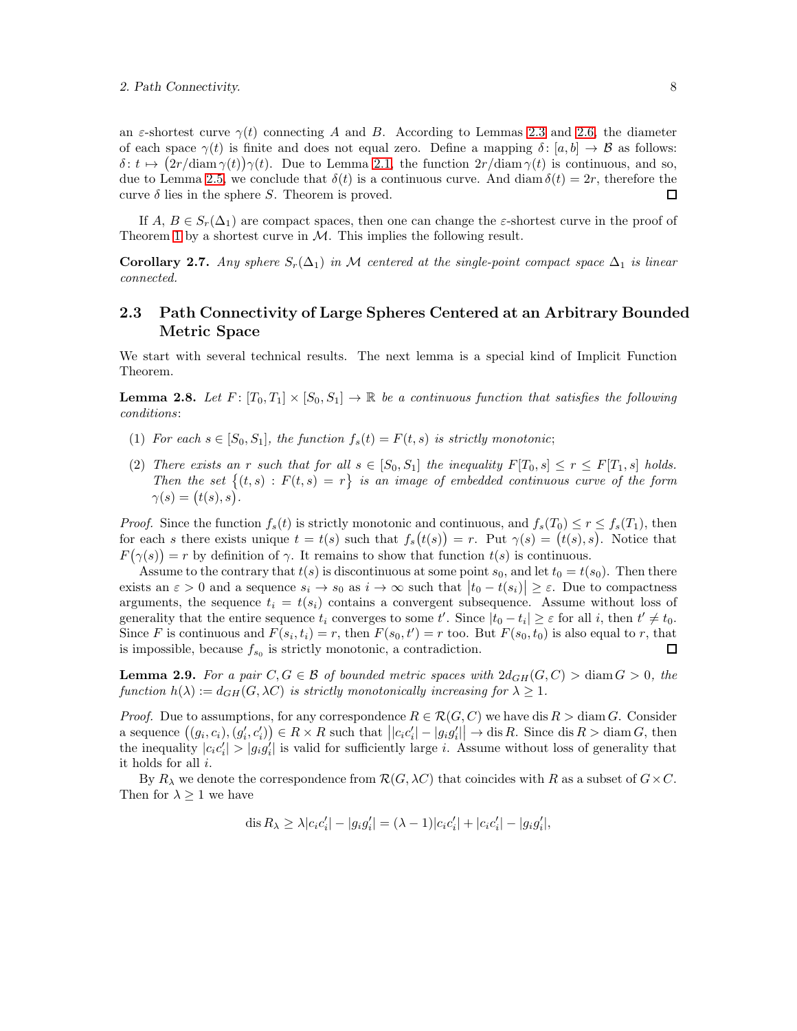an $\varepsilon$-shortest curve $\gamma(t)$ connecting $A$ and $B$. According to Lemmas 2.3 and 2.6, the diameter of each space $\gamma(t)$ is finite and does not equal zero. Define a mapping $\delta\colon [a,b]\to\mathcal{B}$ as follows: $\delta\colon t\mapsto \big(2r/\operatorname{diam}\gamma(t)\big)\gamma(t)$. Due to Lemma 2.1, the function $2r/\operatorname{diam}\gamma(t)$ is continuous, and so, due to Lemma 2.5, we conclude that $\delta(t)$ is a continuous curve. And $\operatorname{diam}\delta(t)=2r$, therefore the curve $\delta$ lies in the sphere $S$. Theorem is proved. $\square$

If $A$, $B\in S_r(\Delta_1)$ are compact spaces, then one can change the $\varepsilon$-shortest curve in the proof of Theorem 1 by a shortest curve in $\mathcal{M}$. This implies the following result.

**Corollary 2.7.** *Any sphere $S_r(\Delta_1)$ in $\mathcal{M}$ centered at the single-point compact space $\Delta_1$ is linear connected.*

## 2.3 Path Connectivity of Large Spheres Centered at an Arbitrary Bounded Metric Space

We start with several technical results. The next lemma is a special kind of Implicit Function Theorem.

**Lemma 2.8.** *Let $F\colon [T_0,T_1]\times[S_0,S_1]\to\mathbb{R}$ be a continuous function that satisfies the following conditions*:

1. *For each $s\in[S_0,S_1]$, the function $f_s(t)=F(t,s)$ is strictly monotonic*;
2. *There exists an $r$ such that for all $s\in[S_0,S_1]$ the inequality $F[T_0,s]\le r\le F[T_1,s]$ holds. Then the set $\big\{(t,s) : F(t,s)=r\big\}$ is an image of embedded continuous curve of the form $\gamma(s)=\big(t(s),s\big)$.*

*Proof.* Since the function $f_s(t)$ is strictly monotonic and continuous, and $f_s(T_0)\le r\le f_s(T_1)$, then for each $s$ there exists unique $t=t(s)$ such that $f_s\big(t(s)\big)=r$. Put $\gamma(s)=\big(t(s),s\big)$. Notice that $F\big(\gamma(s)\big)=r$ by definition of $\gamma$. It remains to show that function $t(s)$ is continuous.

Assume to the contrary that $t(s)$ is discontinuous at some point $s_0$, and let $t_0=t(s_0)$. Then there exists an $\varepsilon>0$ and a sequence $s_i\to s_0$ as $i\to\infty$ such that $\big|t_0-t(s_i)\big|\ge\varepsilon$. Due to compactness arguments, the sequence $t_i=t(s_i)$ contains a convergent subsequence. Assume without loss of generality that the entire sequence $t_i$ converges to some $t'$. Since $|t_0-t_i|\ge\varepsilon$ for all $i$, then $t'\ne t_0$. Since $F$ is continuous and $F(s_i,t_i)=r$, then $F(s_0,t')=r$ too. But $F(s_0,t_0)$ is also equal to $r$, that is impossible, because $f_{s_0}$ is strictly monotonic, a contradiction. $\square$

**Lemma 2.9.** *For a pair $C,G\in\mathcal{B}$ of bounded metric spaces with $2d_{GH}(G,C)>\operatorname{diam}G>0$, the function $h(\lambda):=d_{GH}(G,\lambda C)$ is strictly monotonically increasing for $\lambda\ge1$.*

*Proof.* Due to assumptions, for any correspondence $R\in\mathcal{R}(G,C)$ we have $\operatorname{dis}R>\operatorname{diam}G$. Consider a sequence $\big((g_i,c_i),(g_i',c_i')\big)\in R\times R$ such that $\big||c_ic_i'|-|g_ig_i'|\big|\to\operatorname{dis}R$. Since $\operatorname{dis}R>\operatorname{diam}G$, then the inequality $|c_ic_i'|>|g_ig_i'|$ is valid for sufficiently large $i$. Assume without loss of generality that it holds for all $i$.

By $R_\lambda$ we denote the correspondence from $\mathcal{R}(G,\lambda C)$ that coincides with $R$ as a subset of $G\times C$. Then for $\lambda\ge1$ we have

$$\operatorname{dis}R_\lambda\ge\lambda|c_ic_i'|-|g_ig_i'|=(\lambda-1)|c_ic_i'|+|c_ic_i'|-|g_ig_i'|,$$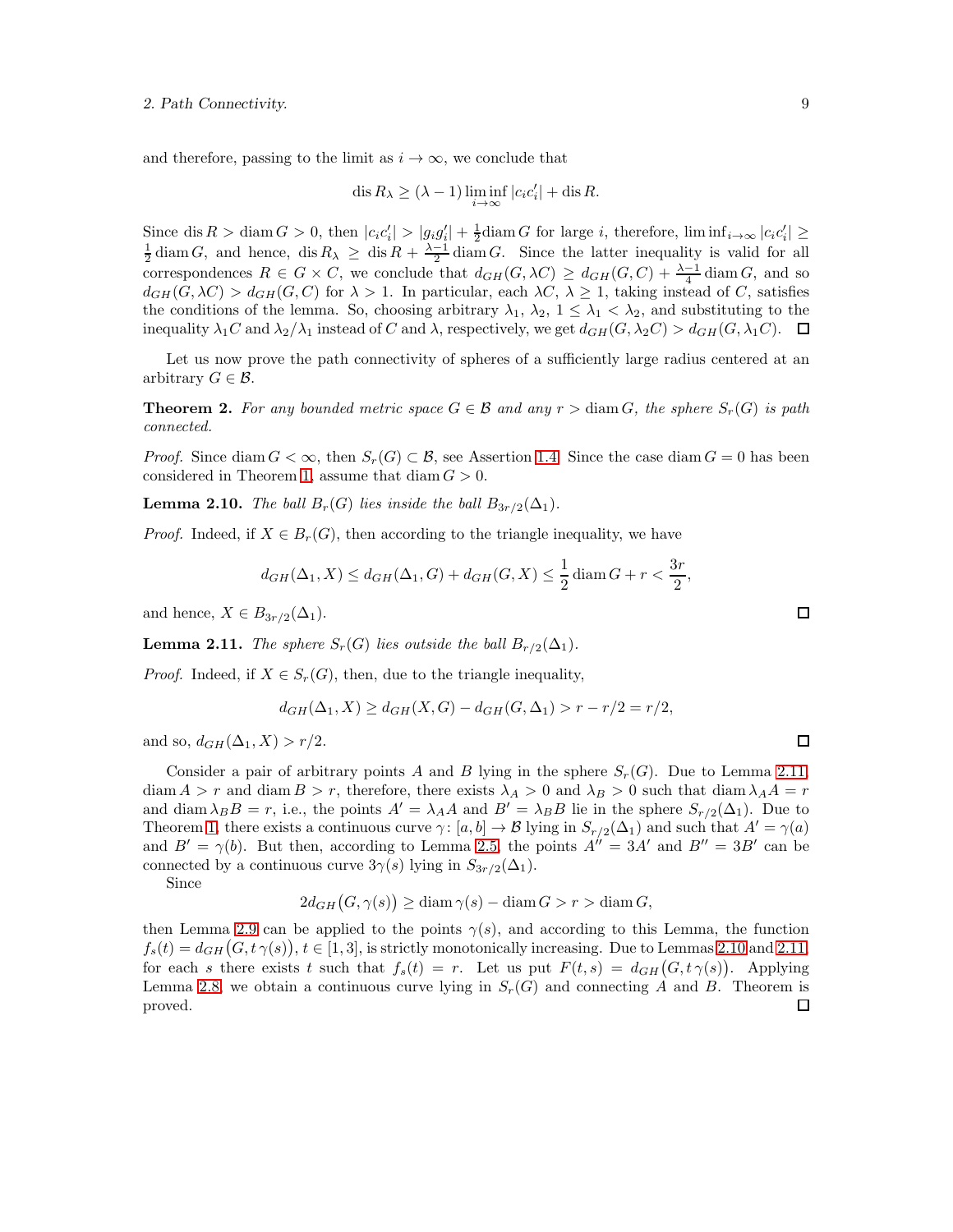and therefore, passing to the limit as $i \to \infty$, we conclude that

$$\operatorname{dis} R_\lambda \ge (\lambda - 1) \liminf_{i\to\infty} |c_i c_i'| + \operatorname{dis} R.$$

Since $\operatorname{dis} R > \operatorname{diam} G > 0$, then $|c_i c_i'| > |g_i g_i'| + \frac{1}{2}\operatorname{diam} G$ for large $i$, therefore, $\liminf_{i\to\infty} |c_i c_i'| \ge \frac{1}{2}\operatorname{diam} G$, and hence, $\operatorname{dis} R_\lambda \ge \operatorname{dis} R + \frac{\lambda-1}{2}\operatorname{diam} G$. Since the latter inequality is valid for all correspondences $R \in G \times C$, we conclude that $d_{GH}(G, \lambda C) \ge d_{GH}(G, C) + \frac{\lambda-1}{4}\operatorname{diam} G$, and so $d_{GH}(G, \lambda C) > d_{GH}(G, C)$ for $\lambda > 1$. In particular, each $\lambda C$, $\lambda \ge 1$, taking instead of $C$, satisfies the conditions of the lemma. So, choosing arbitrary $\lambda_1$, $\lambda_2$, $1 \le \lambda_1 < \lambda_2$, and substituting to the inequality $\lambda_1 C$ and $\lambda_2/\lambda_1$ instead of $C$ and $\lambda$, respectively, we get $d_{GH}(G, \lambda_2 C) > d_{GH}(G, \lambda_1 C)$. $\square$

Let us now prove the path connectivity of spheres of a sufficiently large radius centered at an arbitrary $G \in \mathcal{B}$.

**Theorem 2.** *For any bounded metric space $G \in \mathcal{B}$ and any $r > \operatorname{diam} G$, the sphere $S_r(G)$ is path connected.*

*Proof.* Since $\operatorname{diam} G < \infty$, then $S_r(G) \subset \mathcal{B}$, see Assertion 1.4. Since the case $\operatorname{diam} G = 0$ has been considered in Theorem 1, assume that $\operatorname{diam} G > 0$.

**Lemma 2.10.** *The ball $B_r(G)$ lies inside the ball $B_{3r/2}(\Delta_1)$.*

*Proof.* Indeed, if $X \in B_r(G)$, then according to the triangle inequality, we have

$$d_{GH}(\Delta_1, X) \le d_{GH}(\Delta_1, G) + d_{GH}(G, X) \le \frac{1}{2}\operatorname{diam} G + r < \frac{3r}{2},$$

and hence, $X \in B_{3r/2}(\Delta_1)$. $\square$

**Lemma 2.11.** *The sphere $S_r(G)$ lies outside the ball $B_{r/2}(\Delta_1)$.*

*Proof.* Indeed, if $X \in S_r(G)$, then, due to the triangle inequality,

$$d_{GH}(\Delta_1, X) \ge d_{GH}(X, G) - d_{GH}(G, \Delta_1) > r - r/2 = r/2,$$

and so, $d_{GH}(\Delta_1, X) > r/2$. $\square$

Consider a pair of arbitrary points $A$ and $B$ lying in the sphere $S_r(G)$. Due to Lemma 2.11, $\operatorname{diam} A > r$ and $\operatorname{diam} B > r$, therefore, there exists $\lambda_A > 0$ and $\lambda_B > 0$ such that $\operatorname{diam} \lambda_A A = r$ and $\operatorname{diam} \lambda_B B = r$, i.e., the points $A' = \lambda_A A$ and $B' = \lambda_B B$ lie in the sphere $S_{r/2}(\Delta_1)$. Due to Theorem 1, there exists a continuous curve $\gamma\colon [a, b] \to \mathcal{B}$ lying in $S_{r/2}(\Delta_1)$ and such that $A' = \gamma(a)$ and $B' = \gamma(b)$. But then, according to Lemma 2.5, the points $A'' = 3A'$ and $B'' = 3B'$ can be connected by a continuous curve $3\gamma(s)$ lying in $S_{3r/2}(\Delta_1)$.

Since

$$2d_{GH}\big(G, \gamma(s)\big) \ge \operatorname{diam} \gamma(s) - \operatorname{diam} G > r > \operatorname{diam} G,$$

then Lemma 2.9 can be applied to the points $\gamma(s)$, and according to this Lemma, the function $f_s(t) = d_{GH}\big(G, t\,\gamma(s)\big)$, $t \in [1, 3]$, is strictly monotonically increasing. Due to Lemmas 2.10 and 2.11, for each $s$ there exists $t$ such that $f_s(t) = r$. Let us put $F(t, s) = d_{GH}\big(G, t\,\gamma(s)\big)$. Applying Lemma 2.8, we obtain a continuous curve lying in $S_r(G)$ and connecting $A$ and $B$. Theorem is proved. $\square$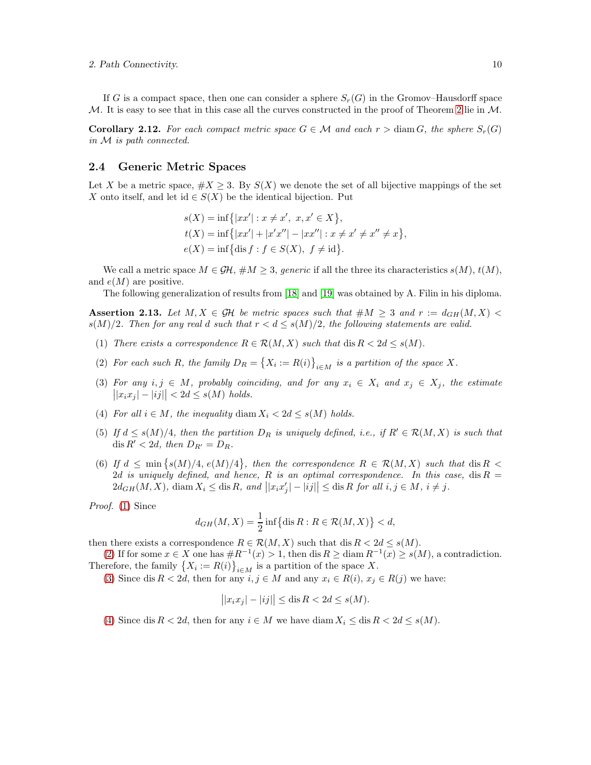If $G$ is a compact space, then one can consider a sphere $S_r(G)$ in the Gromov–Hausdorff space $\mathcal{M}$. It is easy to see that in this case all the curves constructed in the proof of Theorem 2 lie in $\mathcal{M}$.

**Corollary 2.12.** *For each compact metric space $G \in \mathcal{M}$ and each $r > \operatorname{diam} G$, the sphere $S_r(G)$ in $\mathcal{M}$ is path connected.*

## 2.4 Generic Metric Spaces

Let $X$ be a metric space, $\#X \ge 3$. By $S(X)$ we denote the set of all bijective mappings of the set $X$ onto itself, and let $\mathrm{id} \in S(X)$ be the identical bijection. Put

$$
\begin{aligned}
s(X) &= \inf\big\{|xx'| : x \ne x',\ x, x' \in X\big\},\\
t(X) &= \inf\big\{|xx'| + |x'x''| - |xx''| : x \ne x' \ne x'' \ne x\big\},\\
e(X) &= \inf\big\{\operatorname{dis} f : f \in S(X),\ f \ne \mathrm{id}\big\}.
\end{aligned}
$$

We call a metric space $M \in \mathcal{GH}$, $\#M \ge 3$, *generic* if all the three its characteristics $s(M)$, $t(M)$, and $e(M)$ are positive.

The following generalization of results from [18] and [19] was obtained by A. Filin in his diploma.

**Assertion 2.13.** *Let $M, X \in \mathcal{GH}$ be metric spaces such that $\#M \ge 3$ and $r := d_{GH}(M, X) < s(M)/2$. Then for any real $d$ such that $r < d \le s(M)/2$, the following statements are valid.*

1. *There exists a correspondence $R \in \mathcal{R}(M, X)$ such that $\operatorname{dis} R < 2d \le s(M)$.*
2. *For each such $R$, the family $D_R = \big\{X_i := R(i)\big\}_{i\in M}$ is a partition of the space $X$.*
3. *For any $i, j \in M$, probably coinciding, and for any $x_i \in X_i$ and $x_j \in X_j$, the estimate $\big||x_ix_j| - |ij|\big| < 2d \le s(M)$ holds.*
4. *For all $i \in M$, the inequality $\operatorname{diam} X_i < 2d \le s(M)$ holds.*
5. *If $d \le s(M)/4$, then the partition $D_R$ is uniquely defined, i.e., if $R' \in \mathcal{R}(M, X)$ is such that $\operatorname{dis} R' < 2d$, then $D_{R'} = D_R$.*
6. *If $d \le \min\big\{s(M)/4,\ e(M)/4\big\}$, then the correspondence $R \in \mathcal{R}(M, X)$ such that $\operatorname{dis} R < 2d$ is uniquely defined, and hence, $R$ is an optimal correspondence. In this case, $\operatorname{dis} R = 2d_{GH}(M, X)$, $\operatorname{diam} X_i \le \operatorname{dis} R$, and $\big||x_ix'_j| - |ij|\big| \le \operatorname{dis} R$ for all $i, j \in M$, $i \ne j$.*

*Proof.* (1) Since

$$
d_{GH}(M, X) = \frac{1}{2}\inf\big\{\operatorname{dis} R : R \in \mathcal{R}(M, X)\big\} < d,
$$

then there exists a correspondence $R \in \mathcal{R}(M, X)$ such that $\operatorname{dis} R < 2d \le s(M)$.

(2) If for some $x \in X$ one has $\#R^{-1}(x) > 1$, then $\operatorname{dis} R \ge \operatorname{diam} R^{-1}(x) \ge s(M)$, a contradiction. Therefore, the family $\big\{X_i := R(i)\big\}_{i\in M}$ is a partition of the space $X$.

(3) Since $\operatorname{dis} R < 2d$, then for any $i, j \in M$ and any $x_i \in R(i)$, $x_j \in R(j)$ we have:

$$
\big||x_ix_j| - |ij|\big| \le \operatorname{dis} R < 2d \le s(M).
$$

(4) Since $\operatorname{dis} R < 2d$, then for any $i \in M$ we have $\operatorname{diam} X_i \le \operatorname{dis} R < 2d \le s(M)$.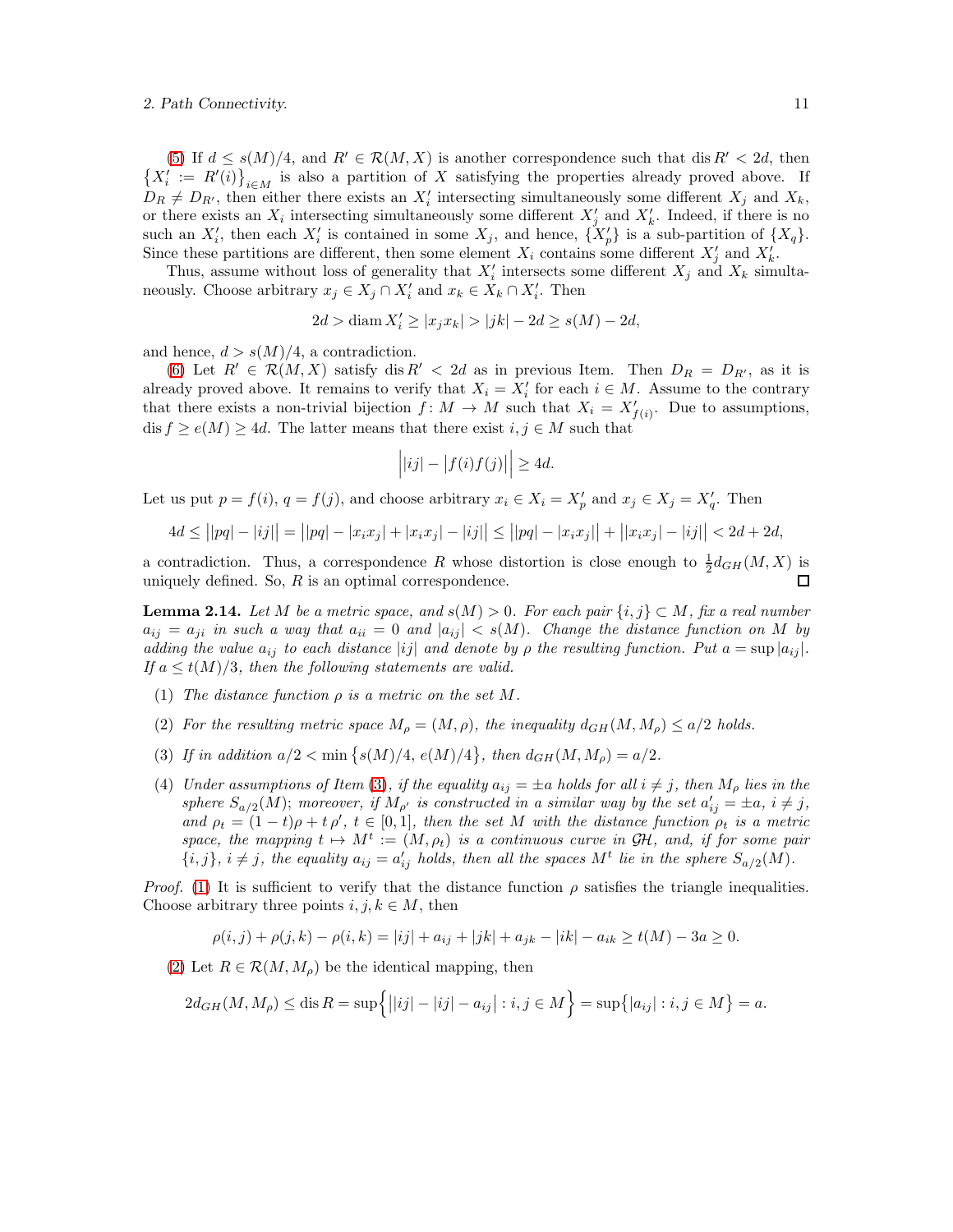(5) If $d \le s(M)/4$, and $R' \in \mathcal{R}(M,X)$ is another correspondence such that $\operatorname{dis} R' < 2d$, then $\{X_i' := R'(i)\}_{i\in M}$ is also a partition of $X$ satisfying the properties already proved above. If $D_R \ne D_{R'}$, then either there exists an $X_i'$ intersecting simultaneously some different $X_j$ and $X_k$, or there exists an $X_i$ intersecting simultaneously some different $X_j'$ and $X_k'$. Indeed, if there is no such an $X_i'$, then each $X_i'$ is contained in some $X_j$, and hence, $\{X_p'\}$ is a sub-partition of $\{X_q\}$. Since these partitions are different, then some element $X_i$ contains some different $X_j'$ and $X_k'$.

Thus, assume without loss of generality that $X_i'$ intersects some different $X_j$ and $X_k$ simultaneously. Choose arbitrary $x_j \in X_j \cap X_i'$ and $x_k \in X_k \cap X_i'$. Then

$$2d > \operatorname{diam} X_i' \ge |x_jx_k| > |jk| - 2d \ge s(M) - 2d,$$

and hence, $d > s(M)/4$, a contradiction.

(6) Let $R' \in \mathcal{R}(M,X)$ satisfy $\operatorname{dis} R' < 2d$ as in previous Item. Then $D_R = D_{R'}$, as it is already proved above. It remains to verify that $X_i = X_i'$ for each $i \in M$. Assume to the contrary that there exists a non-trivial bijection $f\colon M \to M$ such that $X_i = X_{f(i)}'$. Due to assumptions, $\operatorname{dis} f \ge e(M) \ge 4d$. The latter means that there exist $i,j \in M$ such that

$$\Big||ij| - \big|f(i)f(j)\big|\Big| \ge 4d.$$

Let us put $p = f(i)$, $q = f(j)$, and choose arbitrary $x_i \in X_i = X_p'$ and $x_j \in X_j = X_q'$. Then

$$4d \le \big||pq| - |ij|\big| = \big||pq| - |x_ix_j| + |x_ix_j| - |ij|\big| \le \big||pq| - |x_ix_j|\big| + \big||x_ix_j| - |ij|\big| < 2d + 2d,$$

a contradiction. Thus, a correspondence $R$ whose distortion is close enough to $\frac{1}{2}d_{GH}(M,X)$ is uniquely defined. So, $R$ is an optimal correspondence. □

**Lemma 2.14.** *Let $M$ be a metric space, and $s(M) > 0$. For each pair $\{i,j\} \subset M$, fix a real number $a_{ij} = a_{ji}$ in such a way that $a_{ii} = 0$ and $|a_{ij}| < s(M)$. Change the distance function on $M$ by adding the value $a_{ij}$ to each distance $|ij|$ and denote by $\rho$ the resulting function. Put $a = \sup |a_{ij}|$. If $a \le t(M)/3$, then the following statements are valid.*

1. *The distance function $\rho$ is a metric on the set $M$.*
2. *For the resulting metric space $M_\rho = (M,\rho)$, the inequality $d_{GH}(M, M_\rho) \le a/2$ holds.*
3. *If in addition $a/2 < \min\{s(M)/4,\, e(M)/4\}$, then $d_{GH}(M, M_\rho) = a/2$.*
4. *Under assumptions of Item (3), if the equality $a_{ij} = \pm a$ holds for all $i \ne j$, then $M_\rho$ lies in the sphere $S_{a/2}(M)$; moreover, if $M_{\rho'}$ is constructed in a similar way by the set $a_{ij}' = \pm a$, $i \ne j$, and $\rho_t = (1-t)\rho + t\,\rho'$, $t \in [0,1]$, then the set $M$ with the distance function $\rho_t$ is a metric space, the mapping $t \mapsto M^t := (M, \rho_t)$ is a continuous curve in $\mathcal{GH}$, and, if for some pair $\{i,j\}$, $i \ne j$, the equality $a_{ij} = a_{ij}'$ holds, then all the spaces $M^t$ lie in the sphere $S_{a/2}(M)$.*

*Proof.* (1) It is sufficient to verify that the distance function $\rho$ satisfies the triangle inequalities. Choose arbitrary three points $i,j,k \in M$, then

$$\rho(i,j) + \rho(j,k) - \rho(i,k) = |ij| + a_{ij} + |jk| + a_{jk} - |ik| - a_{ik} \ge t(M) - 3a \ge 0.$$

(2) Let $R \in \mathcal{R}(M, M_\rho)$ be the identical mapping, then

$$2d_{GH}(M, M_\rho) \le \operatorname{dis} R = \sup\Big\{\big||ij| - |ij| - a_{ij}\big| : i,j \in M\Big\} = \sup\big\{|a_{ij}| : i,j \in M\big\} = a.$$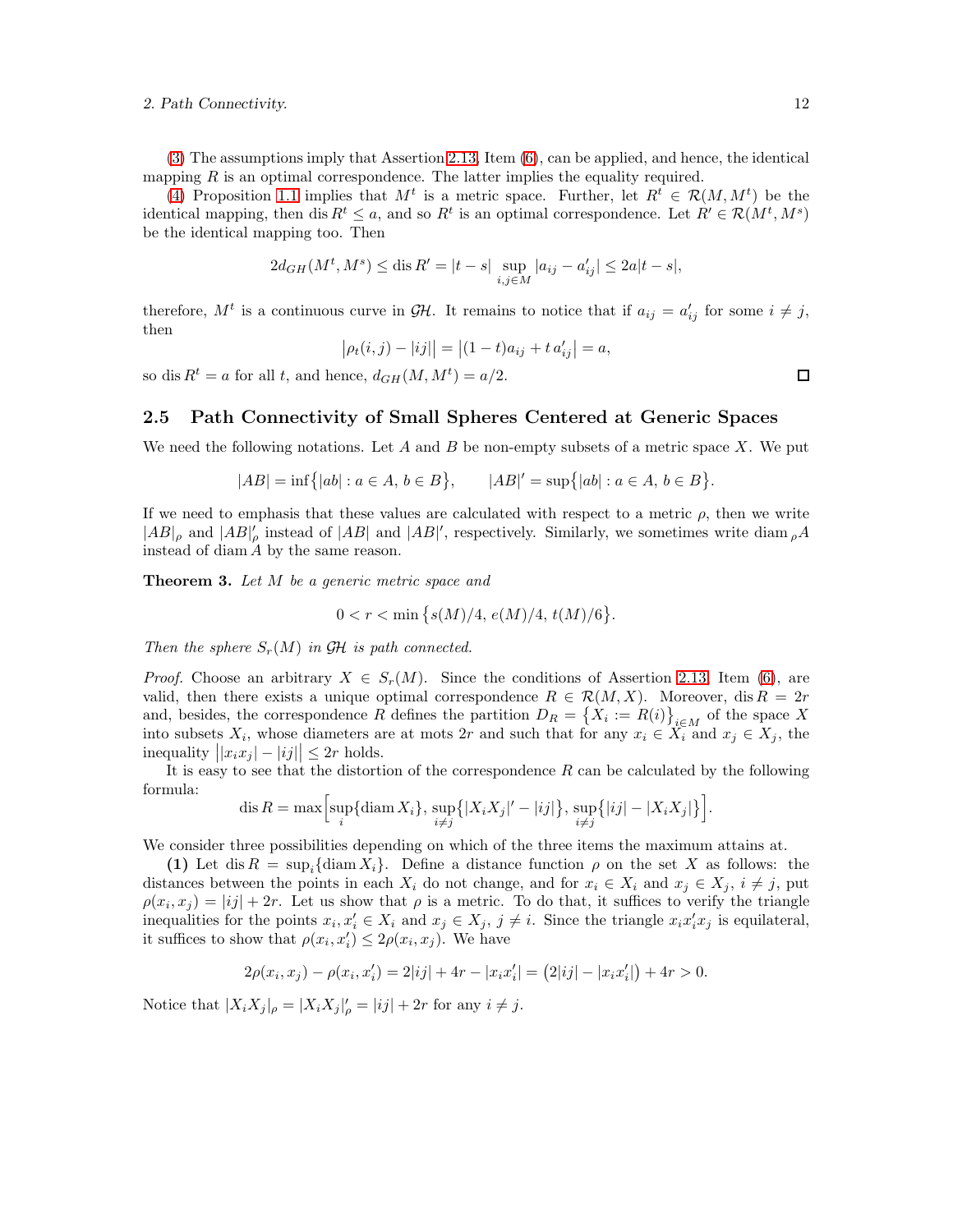(3) The assumptions imply that Assertion 2.13, Item (6), can be applied, and hence, the identical mapping $R$ is an optimal correspondence. The latter implies the equality required.

(4) Proposition 1.1 implies that $M^t$ is a metric space. Further, let $R^t \in \mathcal{R}(M, M^t)$ be the identical mapping, then $\operatorname{dis} R^t \le a$, and so $R^t$ is an optimal correspondence. Let $R' \in \mathcal{R}(M^t, M^s)$ be the identical mapping too. Then

$$2d_{GH}(M^t, M^s) \le \operatorname{dis} R' = |t-s| \sup_{i,j\in M} |a_{ij} - a'_{ij}| \le 2a|t-s|,$$

therefore, $M^t$ is a continuous curve in $\mathcal{GH}$. It remains to notice that if $a_{ij} = a'_{ij}$ for some $i \ne j$, then

$$\bigl|\rho_t(i,j) - |ij|\bigr| = \bigl|(1-t)a_{ij} + t\,a'_{ij}\bigr| = a,$$

so $\operatorname{dis} R^t = a$ for all $t$, and hence, $d_{GH}(M, M^t) = a/2$. $\square$

## 2.5 Path Connectivity of Small Spheres Centered at Generic Spaces

We need the following notations. Let $A$ and $B$ be non-empty subsets of a metric space $X$. We put

$$|AB| = \inf\bigl\{|ab| : a \in A,\, b \in B\bigr\}, \qquad |AB|' = \sup\bigl\{|ab| : a \in A,\, b \in B\bigr\}.$$

If we need to emphasis that these values are calculated with respect to a metric $\rho$, then we write $|AB|_\rho$ and $|AB|'_\rho$ instead of $|AB|$ and $|AB|'$, respectively. Similarly, we sometimes write $\operatorname{diam}_\rho A$ instead of $\operatorname{diam} A$ by the same reason.

**Theorem 3.** *Let $M$ be a generic metric space and*

$$0 < r < \min\bigl\{s(M)/4,\, e(M)/4,\, t(M)/6\bigr\}.$$

*Then the sphere $S_r(M)$ in $\mathcal{GH}$ is path connected.*

*Proof.* Choose an arbitrary $X \in S_r(M)$. Since the conditions of Assertion 2.13, Item (6), are valid, then there exists a unique optimal correspondence $R \in \mathcal{R}(M, X)$. Moreover, $\operatorname{dis} R = 2r$ and, besides, the correspondence $R$ defines the partition $D_R = \bigl\{X_i := R(i)\bigr\}_{i\in M}$ of the space $X$ into subsets $X_i$, whose diameters are at mots $2r$ and such that for any $x_i \in X_i$ and $x_j \in X_j$, the inequality $\bigl||x_ix_j| - |ij|\bigr| \le 2r$ holds.

It is easy to see that the distortion of the correspondence $R$ can be calculated by the following formula:

$$\operatorname{dis} R = \max\Bigl[\sup_i\{\operatorname{diam} X_i\},\, \sup_{i\ne j}\bigl\{|X_iX_j|' - |ij|\bigr\},\, \sup_{i\ne j}\bigl\{|ij| - |X_iX_j|\bigr\}\Bigr].$$

We consider three possibilities depending on which of the three items the maximum attains at.

**(1)** Let $\operatorname{dis} R = \sup_i\{\operatorname{diam} X_i\}$. Define a distance function $\rho$ on the set $X$ as follows: the distances between the points in each $X_i$ do not change, and for $x_i \in X_i$ and $x_j \in X_j$, $i \ne j$, put $\rho(x_i, x_j) = |ij| + 2r$. Let us show that $\rho$ is a metric. To do that, it suffices to verify the triangle inequalities for the points $x_i, x_i' \in X_i$ and $x_j \in X_j$, $j \ne i$. Since the triangle $x_ix_i'x_j$ is equilateral, it suffices to show that $\rho(x_i, x_i') \le 2\rho(x_i, x_j)$. We have

$$2\rho(x_i, x_j) - \rho(x_i, x_i') = 2|ij| + 4r - |x_ix_i'| = \bigl(2|ij| - |x_ix_i'|\bigr) + 4r > 0.$$

Notice that $|X_iX_j|_\rho = |X_iX_j|'_\rho = |ij| + 2r$ for any $i \ne j$.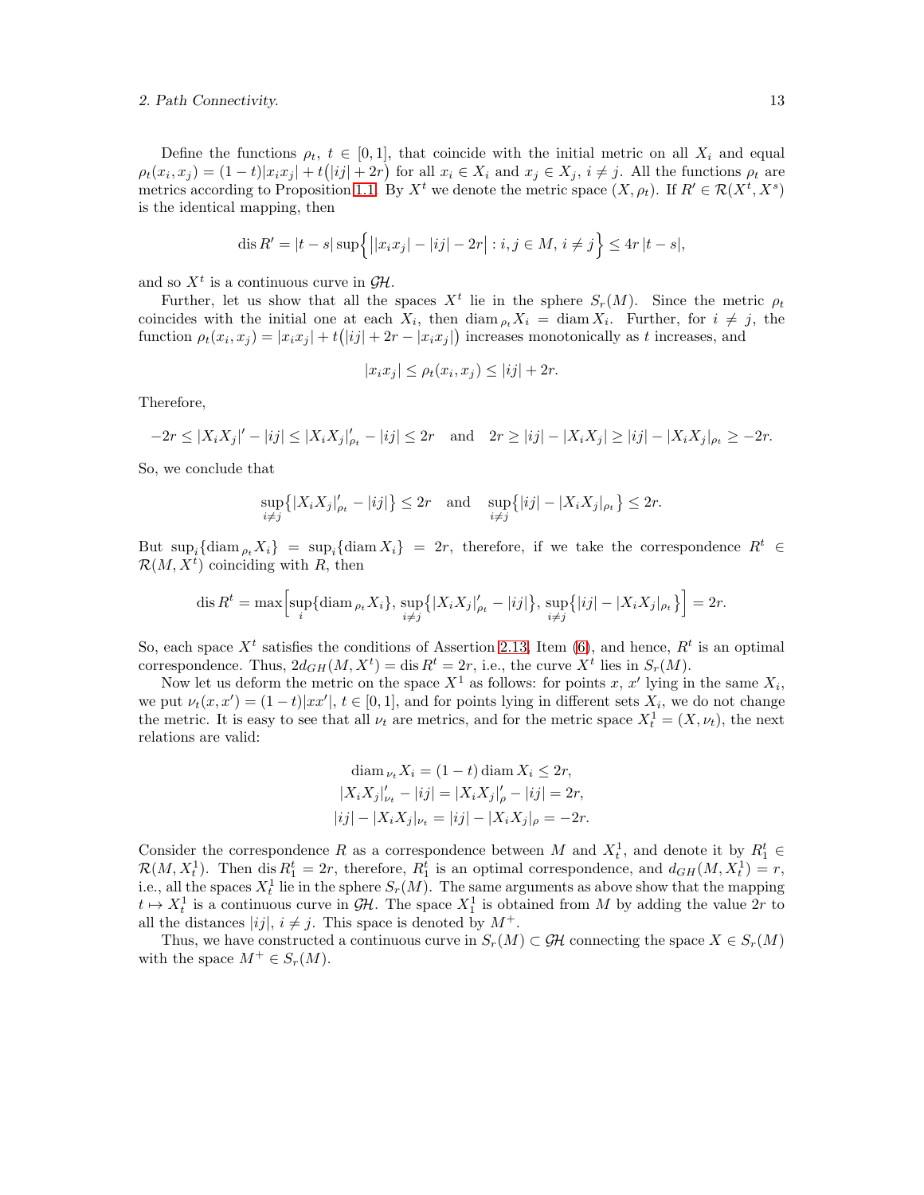Define the functions $\rho_t$, $t \in [0,1]$, that coincide with the initial metric on all $X_i$ and equal $\rho_t(x_i,x_j) = (1-t)|x_ix_j| + t\big(|ij|+2r\big)$ for all $x_i \in X_i$ and $x_j \in X_j$, $i \ne j$. All the functions $\rho_t$ are metrics according to Proposition 1.1. By $X^t$ we denote the metric space $(X,\rho_t)$. If $R' \in \mathcal{R}(X^t,X^s)$ is the identical mapping, then

$$\operatorname{dis} R' = |t-s| \sup\Big\{\big||x_ix_j| - |ij| - 2r\big| : i,j \in M,\, i \ne j\Big\} \le 4r\,|t-s|,$$

and so $X^t$ is a continuous curve in $\mathcal{GH}$.

Further, let us show that all the spaces $X^t$ lie in the sphere $S_r(M)$. Since the metric $\rho_t$ coincides with the initial one at each $X_i$, then $\operatorname{diam}_{\rho_t} X_i = \operatorname{diam} X_i$. Further, for $i \ne j$, the function $\rho_t(x_i,x_j) = |x_ix_j| + t\big(|ij| + 2r - |x_ix_j|\big)$ increases monotonically as $t$ increases, and

$$|x_ix_j| \le \rho_t(x_i,x_j) \le |ij| + 2r.$$

Therefore,

$$-2r \le |X_iX_j|' - |ij| \le |X_iX_j|'_{\rho_t} - |ij| \le 2r \quad \text{and} \quad 2r \ge |ij| - |X_iX_j| \ge |ij| - |X_iX_j|_{\rho_t} \ge -2r.$$

So, we conclude that

$$\sup_{i\ne j}\big\{|X_iX_j|'_{\rho_t} - |ij|\big\} \le 2r \quad \text{and} \quad \sup_{i \ne j}\big\{|ij| - |X_iX_j|_{\rho_t}\big\} \le 2r.$$

But $\sup_i\{\operatorname{diam}_{\rho_t} X_i\} = \sup_i\{\operatorname{diam} X_i\} = 2r$, therefore, if we take the correspondence $R^t \in \mathcal{R}(M,X^t)$ coinciding with $R$, then

$$\operatorname{dis} R^t = \max\Big[\sup_i\{\operatorname{diam}_{\rho_t} X_i\},\, \sup_{i\ne j}\big\{|X_iX_j|'_{\rho_t} - |ij|\big\},\, \sup_{i\ne j}\big\{|ij| - |X_iX_j|_{\rho_t}\big\}\Big] = 2r.$$

So, each space $X^t$ satisfies the conditions of Assertion 2.13, Item (6), and hence, $R^t$ is an optimal correspondence. Thus, $2d_{GH}(M,X^t) = \operatorname{dis} R^t = 2r$, i.e., the curve $X^t$ lies in $S_r(M)$.

Now let us deform the metric on the space $X^1$ as follows: for points $x$, $x'$ lying in the same $X_i$, we put $\nu_t(x,x') = (1-t)|xx'|$, $t \in [0,1]$, and for points lying in different sets $X_i$, we do not change the metric. It is easy to see that all $\nu_t$ are metrics, and for the metric space $X^1_t = (X,\nu_t)$, the next relations are valid:

$$\begin{gathered}\operatorname{diam}_{\nu_t} X_i = (1-t)\operatorname{diam} X_i \le 2r,\\ |X_iX_j|'_{\nu_t} - |ij| = |X_iX_j|'_\rho - |ij| = 2r,\\ |ij| - |X_iX_j|_{\nu_t} = |ij| - |X_iX_j|_\rho = -2r.\end{gathered}$$

Consider the correspondence $R$ as a correspondence between $M$ and $X^1_t$, and denote it by $R^t_1 \in \mathcal{R}(M,X^1_t)$. Then $\operatorname{dis} R^t_1 = 2r$, therefore, $R^t_1$ is an optimal correspondence, and $d_{GH}(M,X^1_t) = r$, i.e., all the spaces $X^1_t$ lie in the sphere $S_r(M)$. The same arguments as above show that the mapping $t \mapsto X^1_t$ is a continuous curve in $\mathcal{GH}$. The space $X^1_1$ is obtained from $M$ by adding the value $2r$ to all the distances $|ij|$, $i \ne j$. This space is denoted by $M^+$.

Thus, we have constructed a continuous curve in $S_r(M) \subset \mathcal{GH}$ connecting the space $X \in S_r(M)$ with the space $M^+ \in S_r(M)$.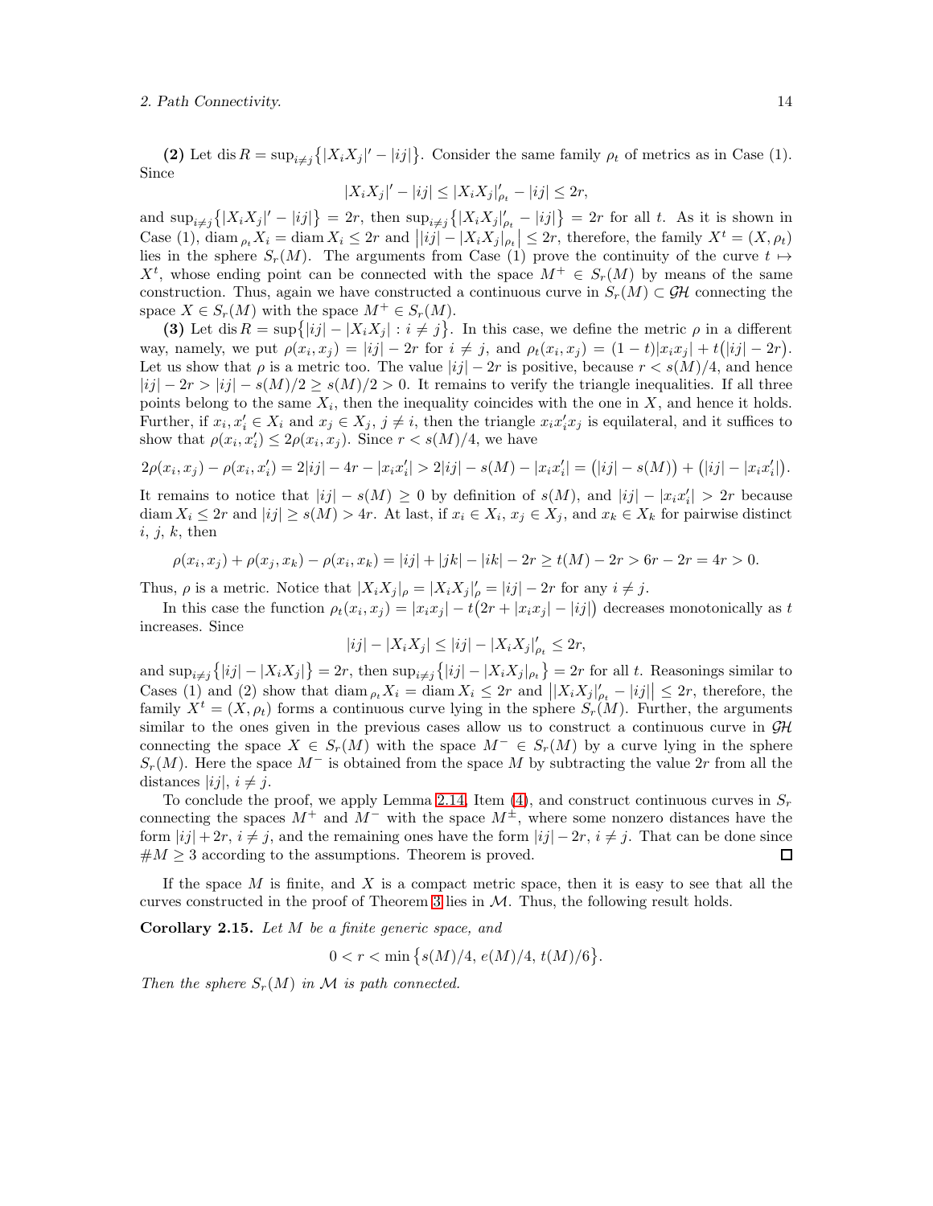**(2)** Let $\operatorname{dis} R = \sup_{i\neq j}\bigl\{|X_iX_j|' - |ij|\bigr\}$. Consider the same family $\rho_t$ of metrics as in Case (1). Since

$$|X_iX_j|' - |ij| \le |X_iX_j|'_{\rho_t} - |ij| \le 2r,$$

and $\sup_{i\neq j}\bigl\{|X_iX_j|' - |ij|\bigr\} = 2r$, then $\sup_{i\neq j}\bigl\{|X_iX_j|'_{\rho_t} - |ij|\bigr\} = 2r$ for all $t$. As it is shown in Case (1), $\operatorname{diam}_{\rho_t} X_i = \operatorname{diam} X_i \le 2r$ and $\bigl||ij| - |X_iX_j|_{\rho_t}\bigr| \le 2r$, therefore, the family $X^t = (X, \rho_t)$ lies in the sphere $S_r(M)$. The arguments from Case (1) prove the continuity of the curve $t \mapsto X^t$, whose ending point can be connected with the space $M^+ \in S_r(M)$ by means of the same construction. Thus, again we have constructed a continuous curve in $S_r(M) \subset \mathcal{GH}$ connecting the space $X \in S_r(M)$ with the space $M^+ \in S_r(M)$.

**(3)** Let $\operatorname{dis} R = \sup\bigl\{|ij| - |X_iX_j| : i \neq j\bigr\}$. In this case, we define the metric $\rho$ in a different way, namely, we put $\rho(x_i, x_j) = |ij| - 2r$ for $i \neq j$, and $\rho_t(x_i, x_j) = (1-t)|x_ix_j| + t\bigl(|ij| - 2r\bigr)$. Let us show that $\rho$ is a metric too. The value $|ij| - 2r$ is positive, because $r < s(M)/4$, and hence $|ij| - 2r > |ij| - s(M)/2 \ge s(M)/2 > 0$. It remains to verify the triangle inequalities. If all three points belong to the same $X_i$, then the inequality coincides with the one in $X$, and hence it holds. Further, if $x_i, x_i' \in X_i$ and $x_j \in X_j$, $j \neq i$, then the triangle $x_ix_i'x_j$ is equilateral, and it suffices to show that $\rho(x_i, x_i') \le 2\rho(x_i, x_j)$. Since $r < s(M)/4$, we have

$$2\rho(x_i, x_j) - \rho(x_i, x_i') = 2|ij| - 4r - |x_ix_i'| > 2|ij| - s(M) - |x_ix_i'| = \bigl(|ij| - s(M)\bigr) + \bigl(|ij| - |x_ix_i'|\bigr).$$

It remains to notice that $|ij| - s(M) \ge 0$ by definition of $s(M)$, and $|ij| - |x_ix_i'| > 2r$ because $\operatorname{diam} X_i \le 2r$ and $|ij| \ge s(M) > 4r$. At last, if $x_i \in X_i$, $x_j \in X_j$, and $x_k \in X_k$ for pairwise distinct $i$, $j$, $k$, then

$$\rho(x_i, x_j) + \rho(x_j, x_k) - \rho(x_i, x_k) = |ij| + |jk| - |ik| - 2r \ge t(M) - 2r > 6r - 2r = 4r > 0.$$

Thus, $\rho$ is a metric. Notice that $|X_iX_j|_\rho = |X_iX_j|'_\rho = |ij| - 2r$ for any $i \neq j$.

In this case the function $\rho_t(x_i, x_j) = |x_ix_j| - t\bigl(2r + |x_ix_j| - |ij|\bigr)$ decreases monotonically as $t$ increases. Since

$$|ij| - |X_iX_j| \le |ij| - |X_iX_j|'_{\rho_t} \le 2r,$$

and $\sup_{i\neq j}\bigl\{|ij| - |X_iX_j|\bigr\} = 2r$, then $\sup_{i\neq j}\bigl\{|ij| - |X_iX_j|_{\rho_t}\bigr\} = 2r$ for all $t$. Reasonings similar to Cases (1) and (2) show that $\operatorname{diam}_{\rho_t} X_i = \operatorname{diam} X_i \le 2r$ and $\bigl||X_iX_j|'_{\rho_t} - |ij|\bigr| \le 2r$, therefore, the family $X^t = (X, \rho_t)$ forms a continuous curve lying in the sphere $S_r(M)$. Further, the arguments similar to the ones given in the previous cases allow us to construct a continuous curve in $\mathcal{GH}$ connecting the space $X \in S_r(M)$ with the space $M^- \in S_r(M)$ by a curve lying in the sphere $S_r(M)$. Here the space $M^-$ is obtained from the space $M$ by subtracting the value $2r$ from all the distances $|ij|$, $i \neq j$.

To conclude the proof, we apply Lemma 2.14, Item (4), and construct continuous curves in $S_r$ connecting the spaces $M^+$ and $M^-$ with the space $M^\pm$, where some nonzero distances have the form $|ij| + 2r$, $i \neq j$, and the remaining ones have the form $|ij| - 2r$, $i \neq j$. That can be done since $\#M \ge 3$ according to the assumptions. Theorem is proved. $\square$

If the space $M$ is finite, and $X$ is a compact metric space, then it is easy to see that all the curves constructed in the proof of Theorem 3 lies in $\mathcal{M}$. Thus, the following result holds.

**Corollary 2.15.** *Let $M$ be a finite generic space, and*

$$0 < r < \min\bigl\{s(M)/4,\, e(M)/4,\, t(M)/6\bigr\}.$$

*Then the sphere $S_r(M)$ in $\mathcal{M}$ is path connected.*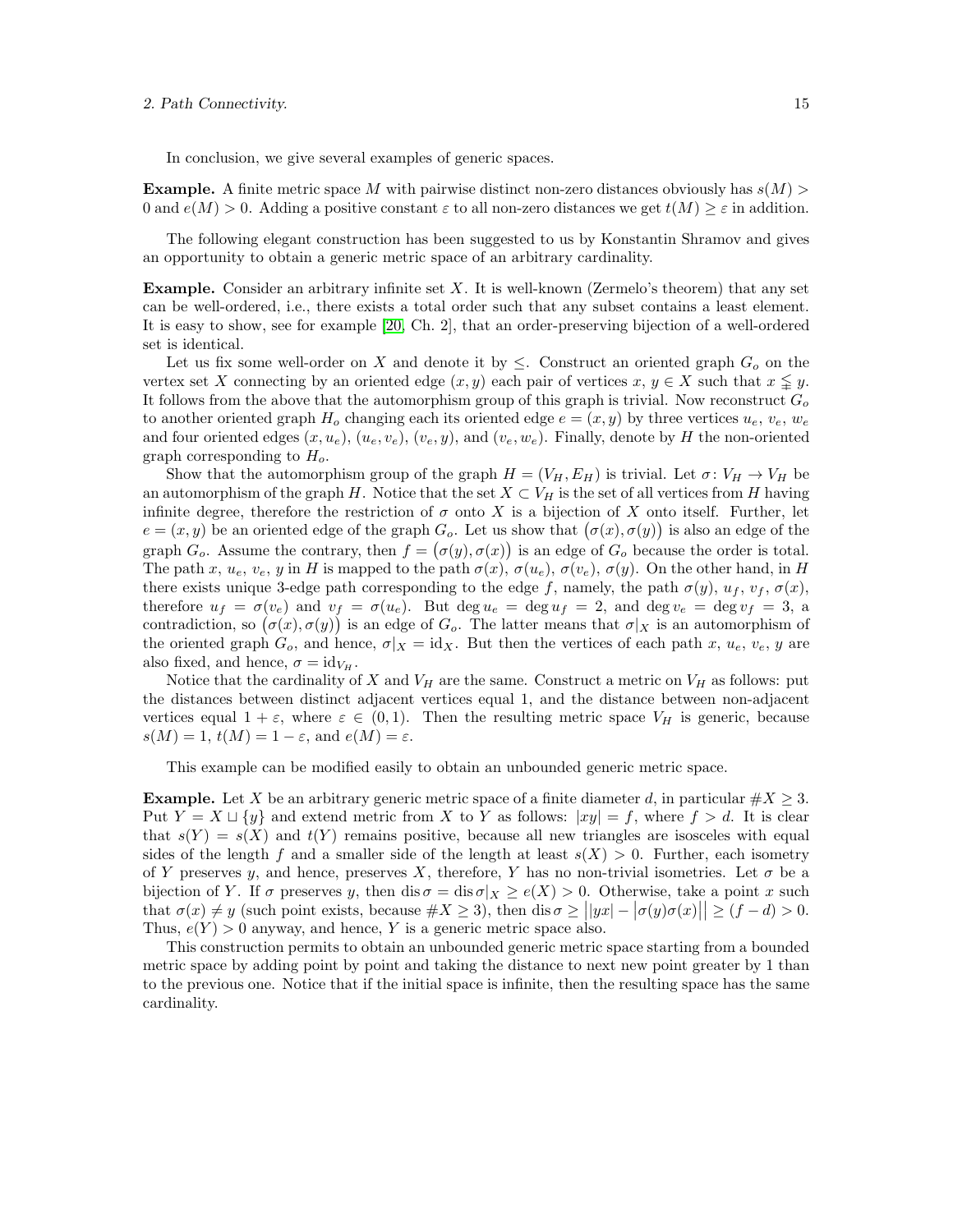In conclusion, we give several examples of generic spaces.

**Example.** A finite metric space $M$ with pairwise distinct non-zero distances obviously has $s(M) > 0$ and $e(M) > 0$. Adding a positive constant $\varepsilon$ to all non-zero distances we get $t(M) \ge \varepsilon$ in addition.

The following elegant construction has been suggested to us by Konstantin Shramov and gives an opportunity to obtain a generic metric space of an arbitrary cardinality.

**Example.** Consider an arbitrary infinite set $X$. It is well-known (Zermelo's theorem) that any set can be well-ordered, i.e., there exists a total order such that any subset contains a least element. It is easy to show, see for example [20, Ch. 2], that an order-preserving bijection of a well-ordered set is identical.

Let us fix some well-order on $X$ and denote it by $\le$. Construct an oriented graph $G_o$ on the vertex set $X$ connecting by an oriented edge $(x, y)$ each pair of vertices $x,\, y \in X$ such that $x \lneqq y$. It follows from the above that the automorphism group of this graph is trivial. Now reconstruct $G_o$ to another oriented graph $H_o$ changing each its oriented edge $e = (x, y)$ by three vertices $u_e$, $v_e$, $w_e$ and four oriented edges $(x, u_e)$, $(u_e, v_e)$, $(v_e, y)$, and $(v_e, w_e)$. Finally, denote by $H$ the non-oriented graph corresponding to $H_o$.

Show that the automorphism group of the graph $H = (V_H, E_H)$ is trivial. Let $\sigma \colon V_H \to V_H$ be an automorphism of the graph $H$. Notice that the set $X \subset V_H$ is the set of all vertices from $H$ having infinite degree, therefore the restriction of $\sigma$ onto $X$ is a bijection of $X$ onto itself. Further, let $e = (x, y)$ be an oriented edge of the graph $G_o$. Let us show that $\big(\sigma(x), \sigma(y)\big)$ is also an edge of the graph $G_o$. Assume the contrary, then $f = \big(\sigma(y), \sigma(x)\big)$ is an edge of $G_o$ because the order is total. The path $x$, $u_e$, $v_e$, $y$ in $H$ is mapped to the path $\sigma(x)$, $\sigma(u_e)$, $\sigma(v_e)$, $\sigma(y)$. On the other hand, in $H$ there exists unique 3-edge path corresponding to the edge $f$, namely, the path $\sigma(y)$, $u_f$, $v_f$, $\sigma(x)$, therefore $u_f = \sigma(v_e)$ and $v_f = \sigma(u_e)$. But $\deg u_e = \deg u_f = 2$, and $\deg v_e = \deg v_f = 3$, a contradiction, so $\big(\sigma(x), \sigma(y)\big)$ is an edge of $G_o$. The latter means that $\sigma|_X$ is an automorphism of the oriented graph $G_o$, and hence, $\sigma|_X = \mathrm{id}_X$. But then the vertices of each path $x$, $u_e$, $v_e$, $y$ are also fixed, and hence, $\sigma = \mathrm{id}_{V_H}$.

Notice that the cardinality of $X$ and $V_H$ are the same. Construct a metric on $V_H$ as follows: put the distances between distinct adjacent vertices equal 1, and the distance between non-adjacent vertices equal $1 + \varepsilon$, where $\varepsilon \in (0, 1)$. Then the resulting metric space $V_H$ is generic, because $s(M) = 1$, $t(M) = 1 - \varepsilon$, and $e(M) = \varepsilon$.

This example can be modified easily to obtain an unbounded generic metric space.

**Example.** Let $X$ be an arbitrary generic metric space of a finite diameter $d$, in particular $\#X \ge 3$. Put $Y = X \sqcup \{y\}$ and extend metric from $X$ to $Y$ as follows: $|xy| = f$, where $f > d$. It is clear that $s(Y) = s(X)$ and $t(Y)$ remains positive, because all new triangles are isosceles with equal sides of the length $f$ and a smaller side of the length at least $s(X) > 0$. Further, each isometry of $Y$ preserves $y$, and hence, preserves $X$, therefore, $Y$ has no non-trivial isometries. Let $\sigma$ be a bijection of $Y$. If $\sigma$ preserves $y$, then $\operatorname{dis}\sigma = \operatorname{dis}\sigma|_X \ge e(X) > 0$. Otherwise, take a point $x$ such that $\sigma(x) \ne y$ (such point exists, because $\#X \ge 3$), then $\operatorname{dis}\sigma \ge \big||yx| - |\sigma(y)\sigma(x)|\big| \ge (f - d) > 0$. Thus, $e(Y) > 0$ anyway, and hence, $Y$ is a generic metric space also.

This construction permits to obtain an unbounded generic metric space starting from a bounded metric space by adding point by point and taking the distance to next new point greater by 1 than to the previous one. Notice that if the initial space is infinite, then the resulting space has the same cardinality.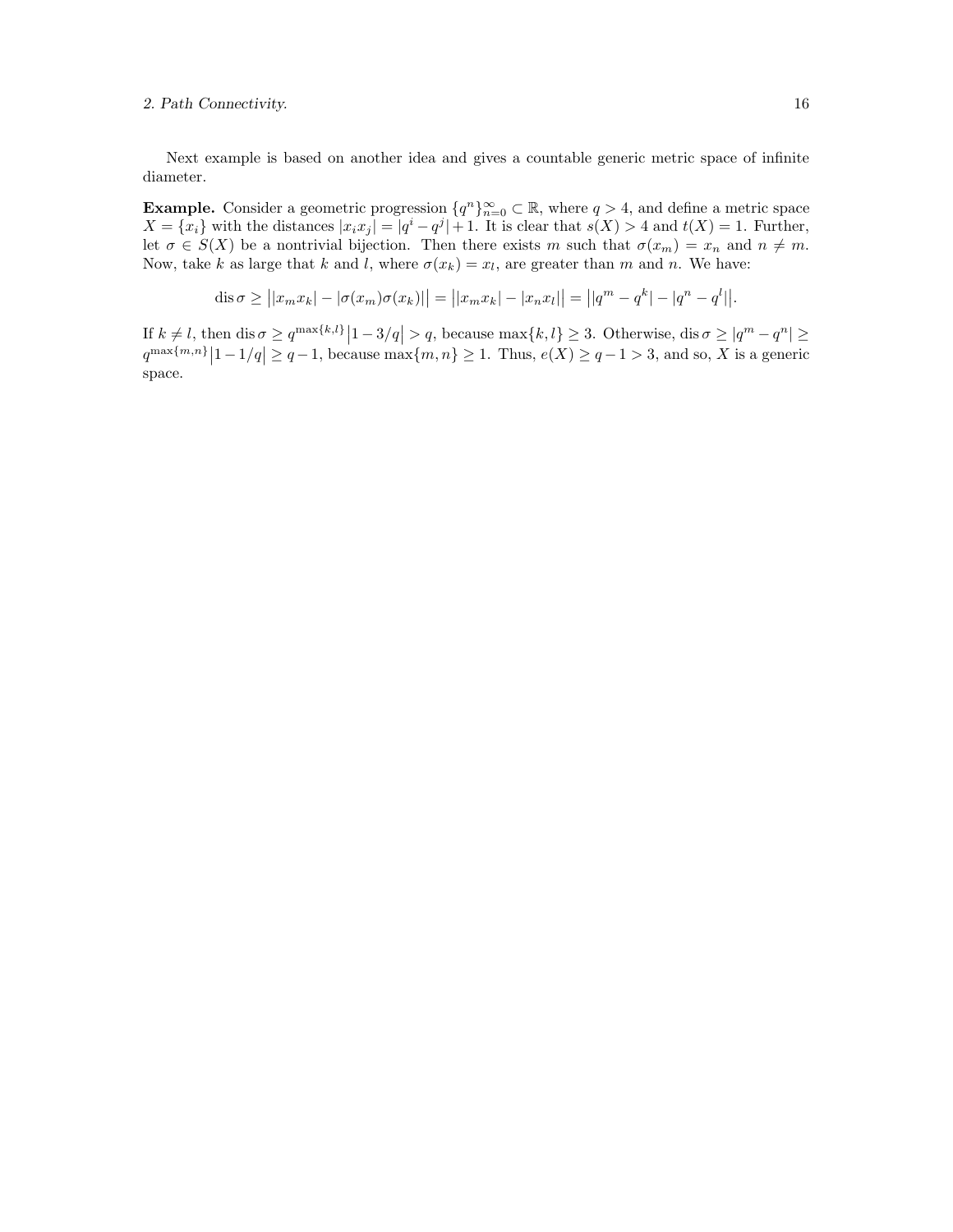Next example is based on another idea and gives a countable generic metric space of infinite diameter.

**Example.** Consider a geometric progression $\{q^n\}_{n=0}^\infty \subset \mathbb{R}$, where $q > 4$, and define a metric space $X = \{x_i\}$ with the distances $|x_i x_j| = |q^i - q^j| + 1$. It is clear that $s(X) > 4$ and $t(X) = 1$. Further, let $\sigma \in S(X)$ be a nontrivial bijection. Then there exists $m$ such that $\sigma(x_m) = x_n$ and $n \neq m$. Now, take $k$ as large that $k$ and $l$, where $\sigma(x_k) = x_l$, are greater than $m$ and $n$. We have:

$$\operatorname{dis}\sigma \geq \big||x_m x_k| - |\sigma(x_m)\sigma(x_k)|\big| = \big||x_m x_k| - |x_n x_l|\big| = \big||q^m - q^k| - |q^n - q^l|\big|.$$

If $k \neq l$, then $\operatorname{dis}\sigma \geq q^{\max\{k,l\}}\big|1 - 3/q\big| > q$, because $\max\{k,l\} \geq 3$. Otherwise, $\operatorname{dis}\sigma \geq |q^m - q^n| \geq q^{\max\{m,n\}}\big|1 - 1/q\big| \geq q - 1$, because $\max\{m,n\} \geq 1$. Thus, $e(X) \geq q - 1 > 3$, and so, $X$ is a generic space.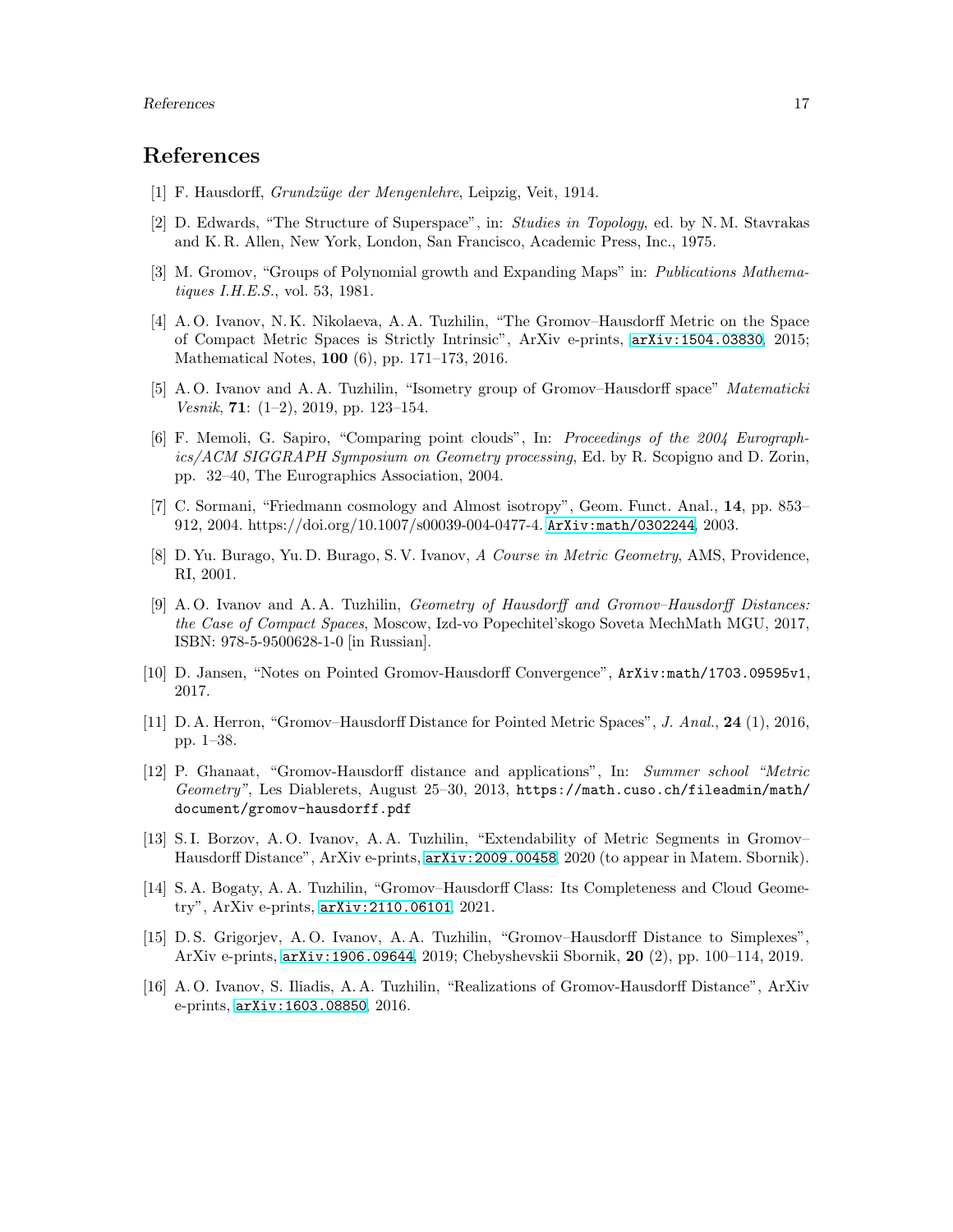# References

[1] F. Hausdorff, *Grundzüge der Mengenlehre*, Leipzig, Veit, 1914.

[2] D. Edwards, "The Structure of Superspace", in: *Studies in Topology*, ed. by N. M. Stavrakas and K. R. Allen, New York, London, San Francisco, Academic Press, Inc., 1975.

[3] M. Gromov, "Groups of Polynomial growth and Expanding Maps" in: *Publications Mathematiques I.H.E.S.*, vol. 53, 1981.

[4] A. O. Ivanov, N. K. Nikolaeva, A. A. Tuzhilin, "The Gromov–Hausdorff Metric on the Space of Compact Metric Spaces is Strictly Intrinsic", ArXiv e-prints, arXiv:1504.03830, 2015; Mathematical Notes, **100** (6), pp. 171–173, 2016.

[5] A. O. Ivanov and A. A. Tuzhilin, "Isometry group of Gromov–Hausdorff space" *Matematicki Vesnik*, **71**: (1–2), 2019, pp. 123–154.

[6] F. Memoli, G. Sapiro, "Comparing point clouds", In: *Proceedings of the 2004 Eurographics/ACM SIGGRAPH Symposium on Geometry processing*, Ed. by R. Scopigno and D. Zorin, pp. 32–40, The Eurographics Association, 2004.

[7] C. Sormani, "Friedmann cosmology and Almost isotropy", Geom. Funct. Anal., **14**, pp. 853–912, 2004. https://doi.org/10.1007/s00039-004-0477-4. ArXiv:math/0302244, 2003.

[8] D. Yu. Burago, Yu. D. Burago, S. V. Ivanov, *A Course in Metric Geometry*, AMS, Providence, RI, 2001.

[9] A. O. Ivanov and A. A. Tuzhilin, *Geometry of Hausdorff and Gromov–Hausdorff Distances: the Case of Compact Spaces*, Moscow, Izd-vo Popechitel'skogo Soveta MechMath MGU, 2017, ISBN: 978-5-9500628-1-0 [in Russian].

[10] D. Jansen, "Notes on Pointed Gromov-Hausdorff Convergence", ArXiv:math/1703.09595v1, 2017.

[11] D. A. Herron, "Gromov–Hausdorff Distance for Pointed Metric Spaces", *J. Anal.*, **24** (1), 2016, pp. 1–38.

[12] P. Ghanaat, "Gromov-Hausdorff distance and applications", In: *Summer school "Metric Geometry"*, Les Diablerets, August 25–30, 2013, https://math.cuso.ch/fileadmin/math/document/gromov-hausdorff.pdf

[13] S. I. Borzov, A. O. Ivanov, A. A. Tuzhilin, "Extendability of Metric Segments in Gromov–Hausdorff Distance", ArXiv e-prints, arXiv:2009.00458, 2020 (to appear in Matem. Sbornik).

[14] S. A. Bogaty, A. A. Tuzhilin, "Gromov–Hausdorff Class: Its Completeness and Cloud Geometry", ArXiv e-prints, arXiv:2110.06101, 2021.

[15] D. S. Grigorjev, A. O. Ivanov, A. A. Tuzhilin, "Gromov–Hausdorff Distance to Simplexes", ArXiv e-prints, arXiv:1906.09644, 2019; Chebyshevskii Sbornik, **20** (2), pp. 100–114, 2019.

[16] A. O. Ivanov, S. Iliadis, A. A. Tuzhilin, "Realizations of Gromov-Hausdorff Distance", ArXiv e-prints, arXiv:1603.08850, 2016.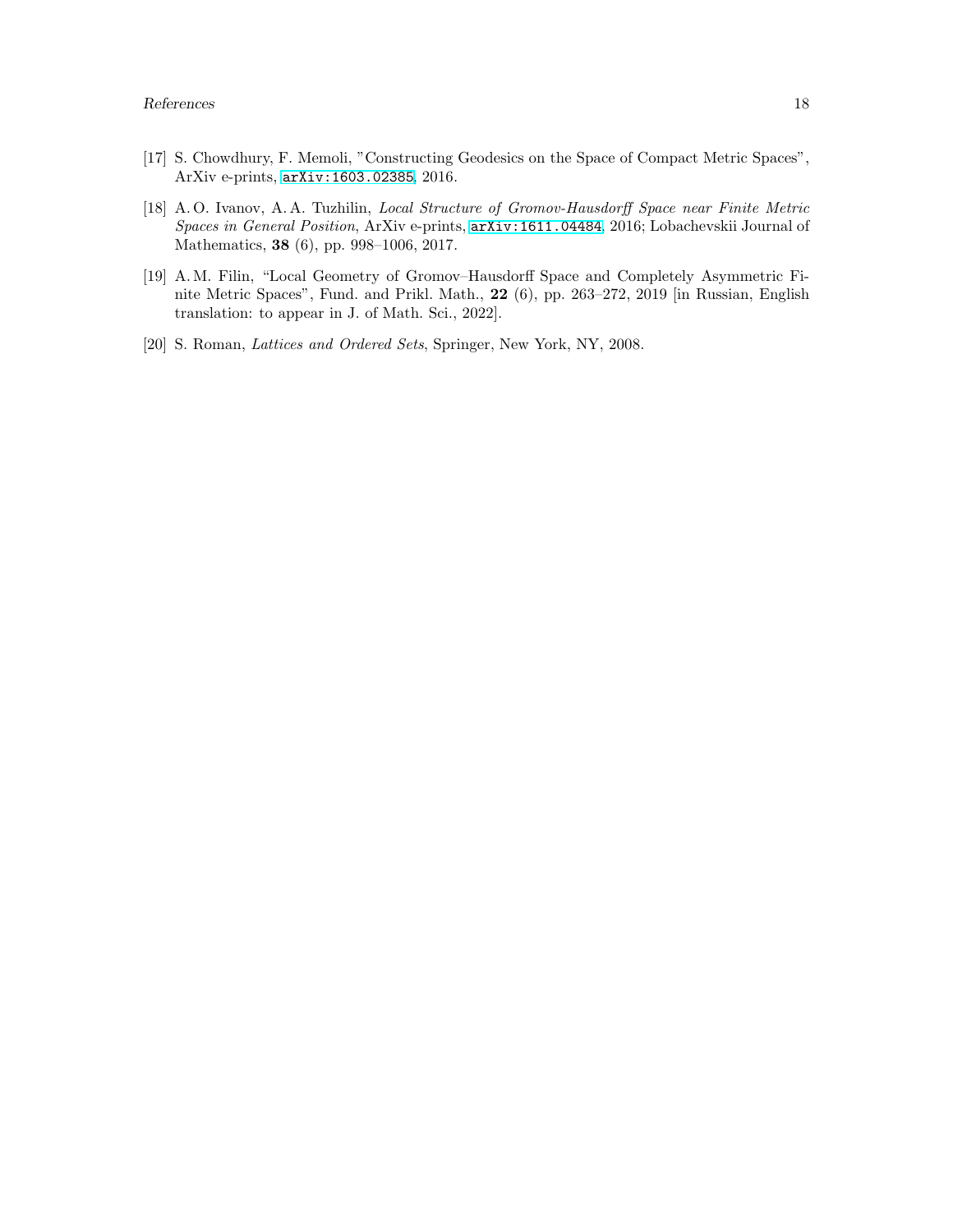[17] S. Chowdhury, F. Memoli, "Constructing Geodesics on the Space of Compact Metric Spaces", ArXiv e-prints, arXiv:1603.02385, 2016.

[18] A. O. Ivanov, A. A. Tuzhilin, *Local Structure of Gromov-Hausdorff Space near Finite Metric Spaces in General Position*, ArXiv e-prints, arXiv:1611.04484, 2016; Lobachevskii Journal of Mathematics, **38** (6), pp. 998–1006, 2017.

[19] A. M. Filin, "Local Geometry of Gromov–Hausdorff Space and Completely Asymmetric Finite Metric Spaces", Fund. and Prikl. Math., **22** (6), pp. 263–272, 2019 [in Russian, English translation: to appear in J. of Math. Sci., 2022].

[20] S. Roman, *Lattices and Ordered Sets*, Springer, New York, NY, 2008.